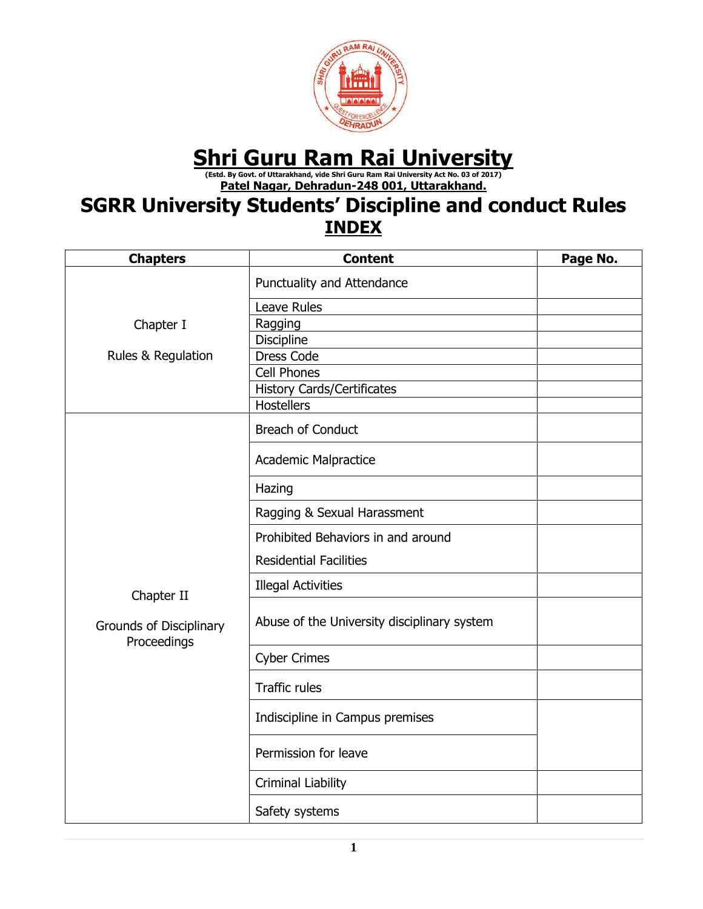# Shri Guru Ram Rai University

(Estd. By Govt. of Uttarakhand, vide Shri Guru Ram Rai University Act No. 03 of 2017)

Patel Nagar, Dehradun-248 001, Uttarakhand.

# SGRR University Students' Discipline and conduct Rules

## INDEX

| Chapters | Content | Page No. |
|---|---|---|
| Chapter I<br>Rules & Regulation | Punctuality and Attendance | |
| | Leave Rules | |
| | Ragging | |
| | Discipline | |
| | Dress Code | |
| | Cell Phones | |
| | History Cards/Certificates | |
| | Hostellers | |
| Chapter II<br>Grounds of Disciplinary Proceedings | Breach of Conduct | |
| | Academic Malpractice | |
| | Hazing | |
| | Ragging & Sexual Harassment | |
| | Prohibited Behaviors in and around Residential Facilities | |
| | Illegal Activities | |
| | Abuse of the University disciplinary system | |
| | Cyber Crimes | |
| | Traffic rules | |
| | Indiscipline in Campus premises | |
| | Permission for leave | |
| | Criminal Liability | |
| | Safety systems | |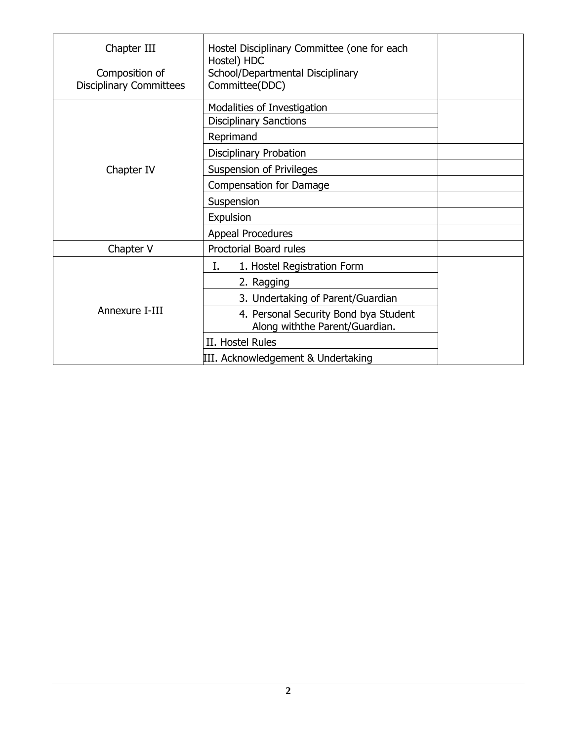| Chapter III<br><br>Composition of Disciplinary Committees | Hostel Disciplinary Committee (one for each Hostel) HDC<br>School/Departmental Disciplinary Committee(DDC) | |
|---|---|---|
| Chapter IV | Modalities of Investigation | |
| | Disciplinary Sanctions | |
| | Reprimand | |
| | Disciplinary Probation | |
| | Suspension of Privileges | |
| | Compensation for Damage | |
| | Suspension | |
| | Expulsion | |
| | Appeal Procedures | |
| Chapter V | Proctorial Board rules | |
| Annexure I-III | I. 1. Hostel Registration Form | |
| | 2. Ragging | |
| | 3. Undertaking of Parent/Guardian | |
| | 4. Personal Security Bond bya Student Along withthe Parent/Guardian. | |
| | II. Hostel Rules | |
| | III. Acknowledgement & Undertaking | |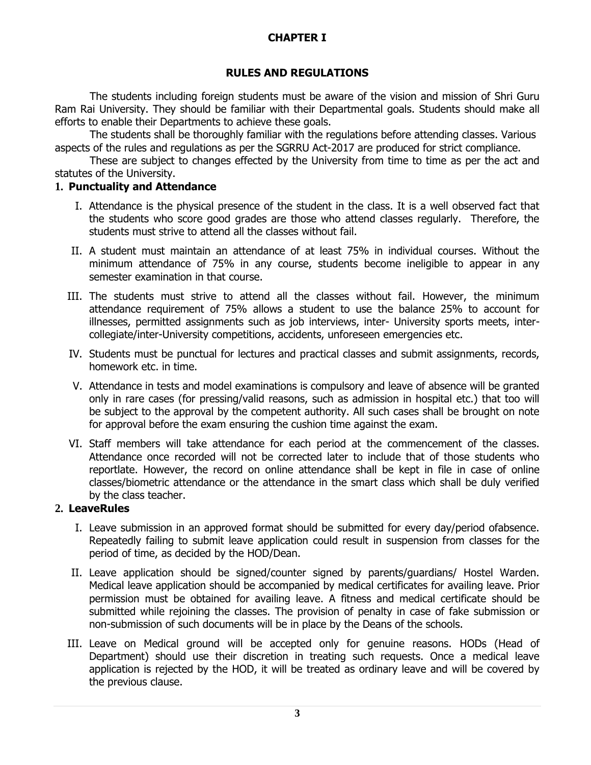# CHAPTER I

## RULES AND REGULATIONS

The students including foreign students must be aware of the vision and mission of Shri Guru Ram Rai University. They should be familiar with their Departmental goals. Students should make all efforts to enable their Departments to achieve these goals.

The students shall be thoroughly familiar with the regulations before attending classes. Various aspects of the rules and regulations as per the SGRRU Act-2017 are produced for strict compliance.

These are subject to changes effected by the University from time to time as per the act and statutes of the University.

### 1. Punctuality and Attendance

I. Attendance is the physical presence of the student in the class. It is a well observed fact that the students who score good grades are those who attend classes regularly. Therefore, the students must strive to attend all the classes without fail.

II. A student must maintain an attendance of at least 75% in individual courses. Without the minimum attendance of 75% in any course, students become ineligible to appear in any semester examination in that course.

III. The students must strive to attend all the classes without fail. However, the minimum attendance requirement of 75% allows a student to use the balance 25% to account for illnesses, permitted assignments such as job interviews, inter- University sports meets, inter-collegiate/inter-University competitions, accidents, unforeseen emergencies etc.

IV. Students must be punctual for lectures and practical classes and submit assignments, records, homework etc. in time.

V. Attendance in tests and model examinations is compulsory and leave of absence will be granted only in rare cases (for pressing/valid reasons, such as admission in hospital etc.) that too will be subject to the approval by the competent authority. All such cases shall be brought on note for approval before the exam ensuring the cushion time against the exam.

VI. Staff members will take attendance for each period at the commencement of the classes. Attendance once recorded will not be corrected later to include that of those students who reportlate. However, the record on online attendance shall be kept in file in case of online classes/biometric attendance or the attendance in the smart class which shall be duly verified by the class teacher.

### 2. LeaveRules

I. Leave submission in an approved format should be submitted for every day/period ofabsence. Repeatedly failing to submit leave application could result in suspension from classes for the period of time, as decided by the HOD/Dean.

II. Leave application should be signed/counter signed by parents/guardians/ Hostel Warden. Medical leave application should be accompanied by medical certificates for availing leave. Prior permission must be obtained for availing leave. A fitness and medical certificate should be submitted while rejoining the classes. The provision of penalty in case of fake submission or non-submission of such documents will be in place by the Deans of the schools.

III. Leave on Medical ground will be accepted only for genuine reasons. HODs (Head of Department) should use their discretion in treating such requests. Once a medical leave application is rejected by the HOD, it will be treated as ordinary leave and will be covered by the previous clause.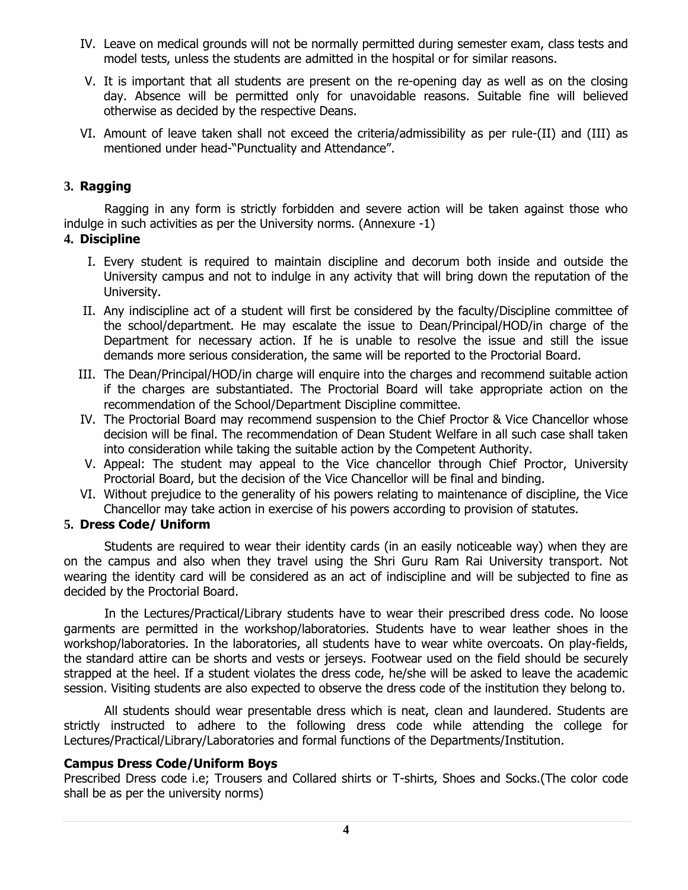IV. Leave on medical grounds will not be normally permitted during semester exam, class tests and model tests, unless the students are admitted in the hospital or for similar reasons.

V. It is important that all students are present on the re-opening day as well as on the closing day. Absence will be permitted only for unavoidable reasons. Suitable fine will believed otherwise as decided by the respective Deans.

VI. Amount of leave taken shall not exceed the criteria/admissibility as per rule-(II) and (III) as mentioned under head-"Punctuality and Attendance".

## 3. Ragging

Ragging in any form is strictly forbidden and severe action will be taken against those who indulge in such activities as per the University norms. (Annexure -1)

## 4. Discipline

I. Every student is required to maintain discipline and decorum both inside and outside the University campus and not to indulge in any activity that will bring down the reputation of the University.

II. Any indiscipline act of a student will first be considered by the faculty/Discipline committee of the school/department. He may escalate the issue to Dean/Principal/HOD/in charge of the Department for necessary action. If he is unable to resolve the issue and still the issue demands more serious consideration, the same will be reported to the Proctorial Board.

III. The Dean/Principal/HOD/in charge will enquire into the charges and recommend suitable action if the charges are substantiated. The Proctorial Board will take appropriate action on the recommendation of the School/Department Discipline committee.

IV. The Proctorial Board may recommend suspension to the Chief Proctor & Vice Chancellor whose decision will be final. The recommendation of Dean Student Welfare in all such case shall taken into consideration while taking the suitable action by the Competent Authority.

V. Appeal: The student may appeal to the Vice chancellor through Chief Proctor, University Proctorial Board, but the decision of the Vice Chancellor will be final and binding.

VI. Without prejudice to the generality of his powers relating to maintenance of discipline, the Vice Chancellor may take action in exercise of his powers according to provision of statutes.

## 5. Dress Code/ Uniform

Students are required to wear their identity cards (in an easily noticeable way) when they are on the campus and also when they travel using the Shri Guru Ram Rai University transport. Not wearing the identity card will be considered as an act of indiscipline and will be subjected to fine as decided by the Proctorial Board.

In the Lectures/Practical/Library students have to wear their prescribed dress code. No loose garments are permitted in the workshop/laboratories. Students have to wear leather shoes in the workshop/laboratories. In the laboratories, all students have to wear white overcoats. On play-fields, the standard attire can be shorts and vests or jerseys. Footwear used on the field should be securely strapped at the heel. If a student violates the dress code, he/she will be asked to leave the academic session. Visiting students are also expected to observe the dress code of the institution they belong to.

All students should wear presentable dress which is neat, clean and laundered. Students are strictly instructed to adhere to the following dress code while attending the college for Lectures/Practical/Library/Laboratories and formal functions of the Departments/Institution.

**Campus Dress Code/Uniform Boys**

Prescribed Dress code i.e; Trousers and Collared shirts or T-shirts, Shoes and Socks.(The color code shall be as per the university norms)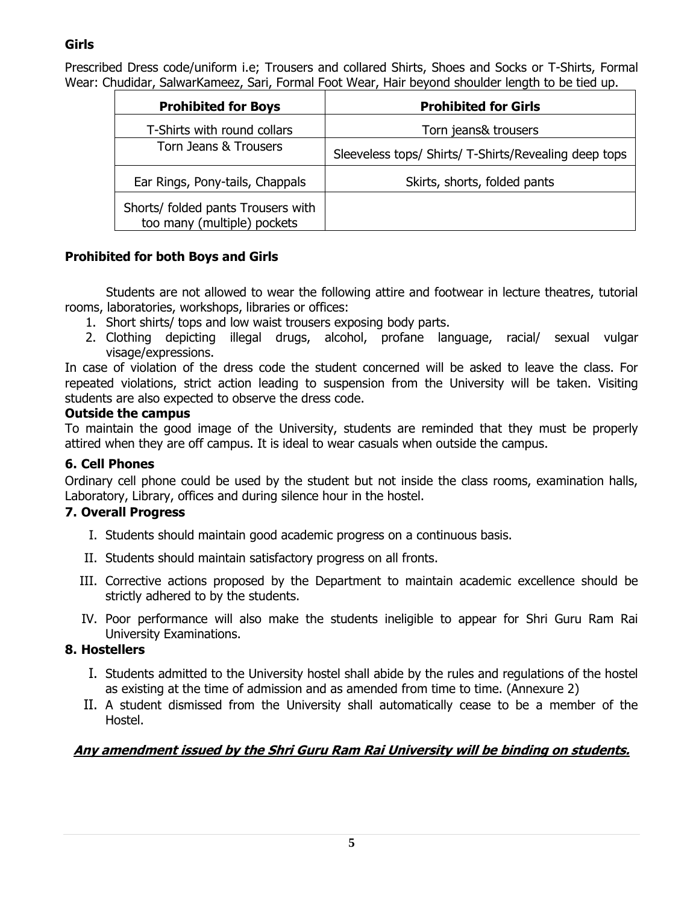**Girls**

Prescribed Dress code/uniform i.e; Trousers and collared Shirts, Shoes and Socks or T-Shirts, Formal Wear: Chudidar, SalwarKameez, Sari, Formal Foot Wear, Hair beyond shoulder length to be tied up.

| Prohibited for Boys | Prohibited for Girls |
|---|---|
| T-Shirts with round collars | Torn jeans& trousers |
| Torn Jeans & Trousers | Sleeveless tops/ Shirts/ T-Shirts/Revealing deep tops |
| Ear Rings, Pony-tails, Chappals | Skirts, shorts, folded pants |
| Shorts/ folded pants Trousers with too many (multiple) pockets | |

**Prohibited for both Boys and Girls**

Students are not allowed to wear the following attire and footwear in lecture theatres, tutorial rooms, laboratories, workshops, libraries or offices:

1. Short shirts/ tops and low waist trousers exposing body parts.
2. Clothing depicting illegal drugs, alcohol, profane language, racial/ sexual vulgar visage/expressions.

In case of violation of the dress code the student concerned will be asked to leave the class. For repeated violations, strict action leading to suspension from the University will be taken. Visiting students are also expected to observe the dress code.

**Outside the campus**

To maintain the good image of the University, students are reminded that they must be properly attired when they are off campus. It is ideal to wear casuals when outside the campus.

### 6. Cell Phones

Ordinary cell phone could be used by the student but not inside the class rooms, examination halls, Laboratory, Library, offices and during silence hour in the hostel.

### 7. Overall Progress

I. Students should maintain good academic progress on a continuous basis.

II. Students should maintain satisfactory progress on all fronts.

III. Corrective actions proposed by the Department to maintain academic excellence should be strictly adhered to by the students.

IV. Poor performance will also make the students ineligible to appear for Shri Guru Ram Rai University Examinations.

### 8. Hostellers

I. Students admitted to the University hostel shall abide by the rules and regulations of the hostel as existing at the time of admission and as amended from time to time. (Annexure 2)

II. A student dismissed from the University shall automatically cease to be a member of the Hostel.

***Any amendment issued by the Shri Guru Ram Rai University will be binding on students.***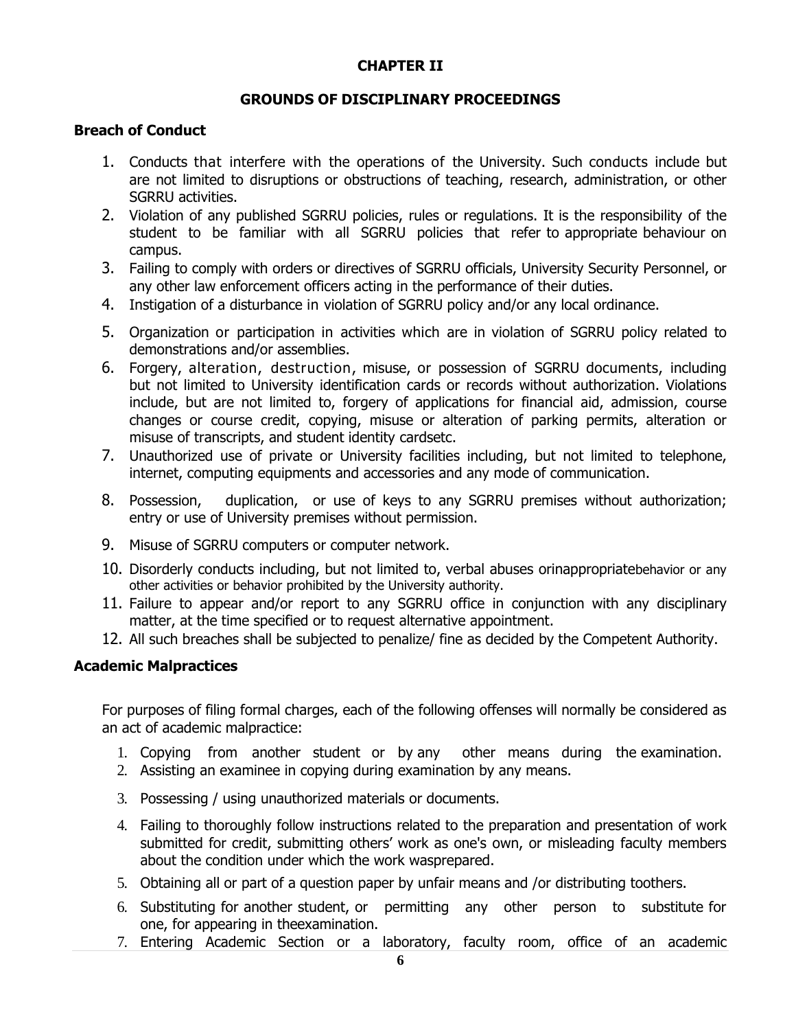## CHAPTER II

## GROUNDS OF DISCIPLINARY PROCEEDINGS

### Breach of Conduct

1. Conducts that interfere with the operations of the University. Such conducts include but are not limited to disruptions or obstructions of teaching, research, administration, or other SGRRU activities.
2. Violation of any published SGRRU policies, rules or regulations. It is the responsibility of the student to be familiar with all SGRRU policies that refer to appropriate behaviour on campus.
3. Failing to comply with orders or directives of SGRRU officials, University Security Personnel, or any other law enforcement officers acting in the performance of their duties.
4. Instigation of a disturbance in violation of SGRRU policy and/or any local ordinance.
5. Organization or participation in activities which are in violation of SGRRU policy related to demonstrations and/or assemblies.
6. Forgery, alteration, destruction, misuse, or possession of SGRRU documents, including but not limited to University identification cards or records without authorization. Violations include, but are not limited to, forgery of applications for financial aid, admission, course changes or course credit, copying, misuse or alteration of parking permits, alteration or misuse of transcripts, and student identity cardsetc.
7. Unauthorized use of private or University facilities including, but not limited to telephone, internet, computing equipments and accessories and any mode of communication.
8. Possession, duplication, or use of keys to any SGRRU premises without authorization; entry or use of University premises without permission.
9. Misuse of SGRRU computers or computer network.
10. Disorderly conducts including, but not limited to, verbal abuses orinappropriatebehavior or any other activities or behavior prohibited by the University authority.
11. Failure to appear and/or report to any SGRRU office in conjunction with any disciplinary matter, at the time specified or to request alternative appointment.
12. All such breaches shall be subjected to penalize/ fine as decided by the Competent Authority.

### Academic Malpractices

For purposes of filing formal charges, each of the following offenses will normally be considered as an act of academic malpractice:

1. Copying from another student or by any other means during the examination.
2. Assisting an examinee in copying during examination by any means.
3. Possessing / using unauthorized materials or documents.
4. Failing to thoroughly follow instructions related to the preparation and presentation of work submitted for credit, submitting others' work as one's own, or misleading faculty members about the condition under which the work wasprepared.
5. Obtaining all or part of a question paper by unfair means and /or distributing toothers.
6. Substituting for another student, or permitting any other person to substitute for one, for appearing in theexamination.
7. Entering Academic Section or a laboratory, faculty room, office of an academic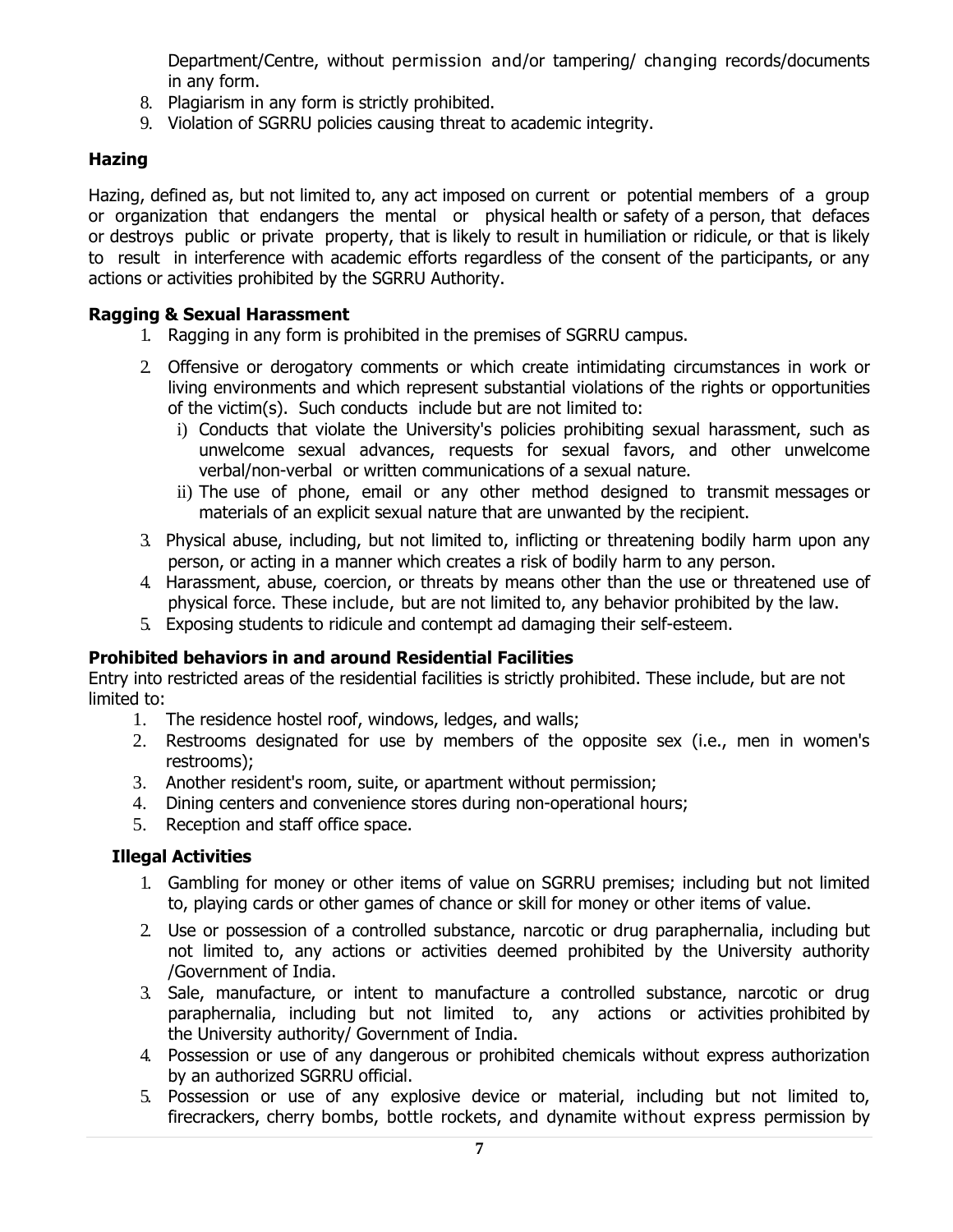Department/Centre, without permission and/or tampering/ changing records/documents in any form.

8. Plagiarism in any form is strictly prohibited.
9. Violation of SGRRU policies causing threat to academic integrity.

### Hazing

Hazing, defined as, but not limited to, any act imposed on current or potential members of a group or organization that endangers the mental or physical health or safety of a person, that defaces or destroys public or private property, that is likely to result in humiliation or ridicule, or that is likely to result in interference with academic efforts regardless of the consent of the participants, or any actions or activities prohibited by the SGRRU Authority.

### Ragging & Sexual Harassment

1. Ragging in any form is prohibited in the premises of SGRRU campus.
2. Offensive or derogatory comments or which create intimidating circumstances in work or living environments and which represent substantial violations of the rights or opportunities of the victim(s). Such conducts include but are not limited to:
   i) Conducts that violate the University's policies prohibiting sexual harassment, such as unwelcome sexual advances, requests for sexual favors, and other unwelcome verbal/non-verbal or written communications of a sexual nature.
   ii) The use of phone, email or any other method designed to transmit messages or materials of an explicit sexual nature that are unwanted by the recipient.
3. Physical abuse, including, but not limited to, inflicting or threatening bodily harm upon any person, or acting in a manner which creates a risk of bodily harm to any person.
4. Harassment, abuse, coercion, or threats by means other than the use or threatened use of physical force. These include, but are not limited to, any behavior prohibited by the law.
5. Exposing students to ridicule and contempt ad damaging their self-esteem.

### Prohibited behaviors in and around Residential Facilities

Entry into restricted areas of the residential facilities is strictly prohibited. These include, but are not limited to:

1. The residence hostel roof, windows, ledges, and walls;
2. Restrooms designated for use by members of the opposite sex (i.e., men in women's restrooms);
3. Another resident's room, suite, or apartment without permission;
4. Dining centers and convenience stores during non-operational hours;
5. Reception and staff office space.

### Illegal Activities

1. Gambling for money or other items of value on SGRRU premises; including but not limited to, playing cards or other games of chance or skill for money or other items of value.
2. Use or possession of a controlled substance, narcotic or drug paraphernalia, including but not limited to, any actions or activities deemed prohibited by the University authority /Government of India.
3. Sale, manufacture, or intent to manufacture a controlled substance, narcotic or drug paraphernalia, including but not limited to, any actions or activities prohibited by the University authority/ Government of India.
4. Possession or use of any dangerous or prohibited chemicals without express authorization by an authorized SGRRU official.
5. Possession or use of any explosive device or material, including but not limited to, firecrackers, cherry bombs, bottle rockets, and dynamite without express permission by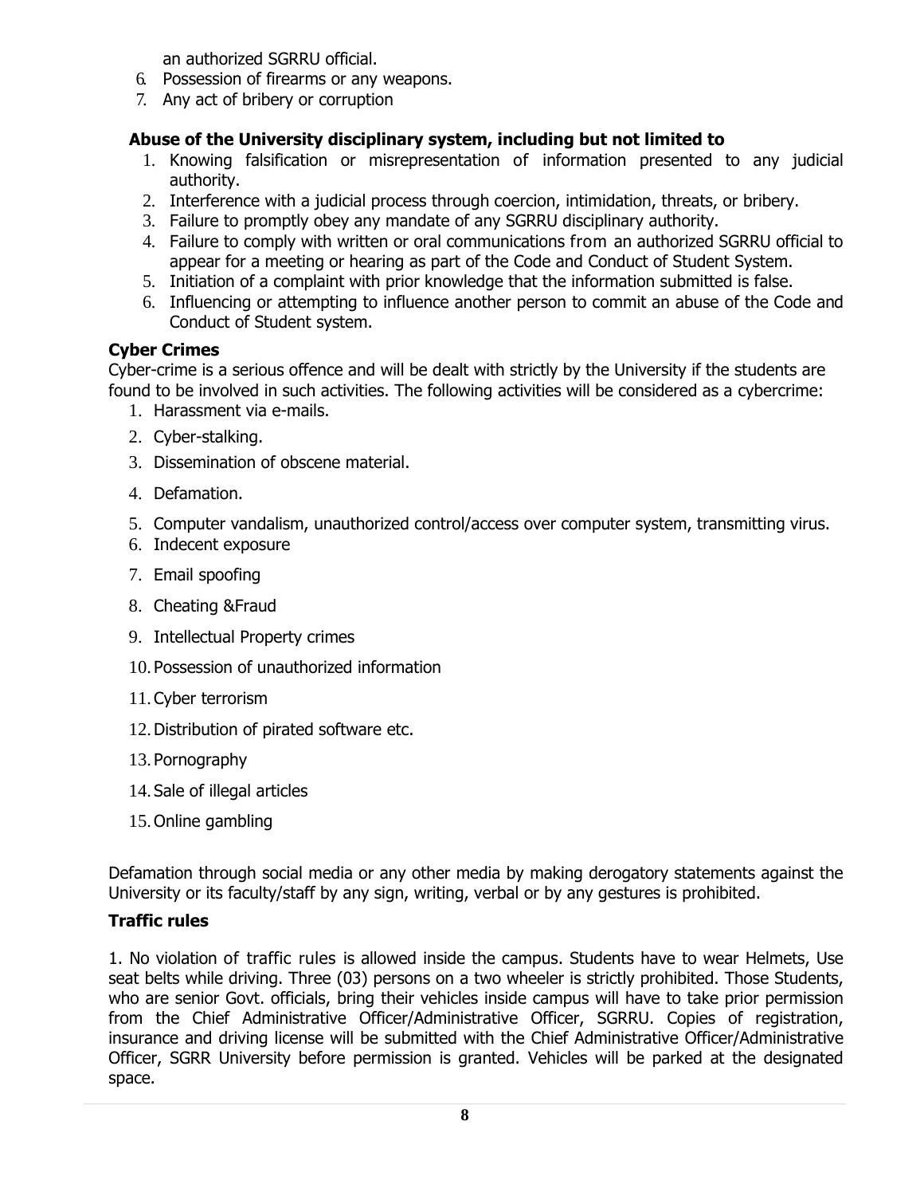an authorized SGRRU official.

6. Possession of firearms or any weapons.
7. Any act of bribery or corruption

**Abuse of the University disciplinary system, including but not limited to**

1. Knowing falsification or misrepresentation of information presented to any judicial authority.
2. Interference with a judicial process through coercion, intimidation, threats, or bribery.
3. Failure to promptly obey any mandate of any SGRRU disciplinary authority.
4. Failure to comply with written or oral communications from an authorized SGRRU official to appear for a meeting or hearing as part of the Code and Conduct of Student System.
5. Initiation of a complaint with prior knowledge that the information submitted is false.
6. Influencing or attempting to influence another person to commit an abuse of the Code and Conduct of Student system.

**Cyber Crimes**

Cyber-crime is a serious offence and will be dealt with strictly by the University if the students are found to be involved in such activities. The following activities will be considered as a cybercrime:

1. Harassment via e-mails.
2. Cyber-stalking.
3. Dissemination of obscene material.
4. Defamation.
5. Computer vandalism, unauthorized control/access over computer system, transmitting virus.
6. Indecent exposure
7. Email spoofing
8. Cheating &Fraud
9. Intellectual Property crimes
10. Possession of unauthorized information
11. Cyber terrorism
12. Distribution of pirated software etc.
13. Pornography
14. Sale of illegal articles
15. Online gambling

Defamation through social media or any other media by making derogatory statements against the University or its faculty/staff by any sign, writing, verbal or by any gestures is prohibited.

**Traffic rules**

1. No violation of traffic rules is allowed inside the campus. Students have to wear Helmets, Use seat belts while driving. Three (03) persons on a two wheeler is strictly prohibited. Those Students, who are senior Govt. officials, bring their vehicles inside campus will have to take prior permission from the Chief Administrative Officer/Administrative Officer, SGRRU. Copies of registration, insurance and driving license will be submitted with the Chief Administrative Officer/Administrative Officer, SGRR University before permission is granted. Vehicles will be parked at the designated space.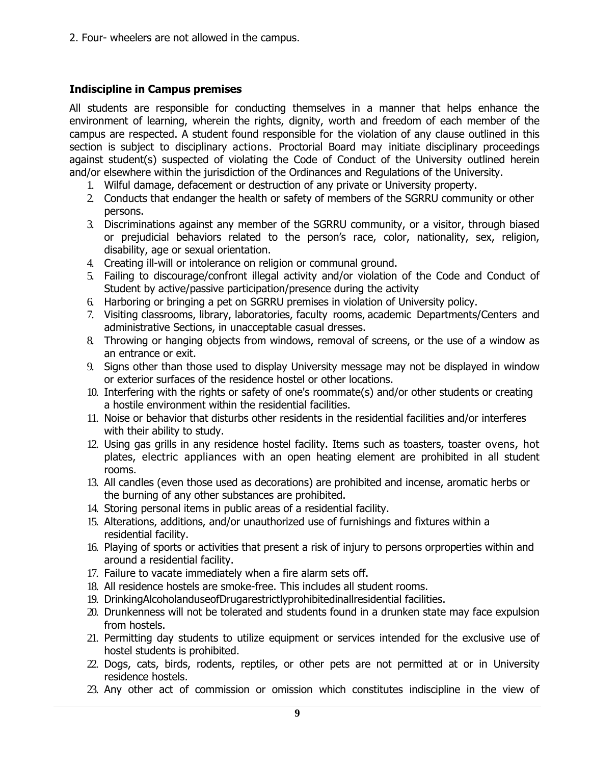2. Four- wheelers are not allowed in the campus.

**Indiscipline in Campus premises**

All students are responsible for conducting themselves in a manner that helps enhance the environment of learning, wherein the rights, dignity, worth and freedom of each member of the campus are respected. A student found responsible for the violation of any clause outlined in this section is subject to disciplinary actions. Proctorial Board may initiate disciplinary proceedings against student(s) suspected of violating the Code of Conduct of the University outlined herein and/or elsewhere within the jurisdiction of the Ordinances and Regulations of the University.

1. Wilful damage, defacement or destruction of any private or University property.
2. Conducts that endanger the health or safety of members of the SGRRU community or other persons.
3. Discriminations against any member of the SGRRU community, or a visitor, through biased or prejudicial behaviors related to the person's race, color, nationality, sex, religion, disability, age or sexual orientation.
4. Creating ill-will or intolerance on religion or communal ground.
5. Failing to discourage/confront illegal activity and/or violation of the Code and Conduct of Student by active/passive participation/presence during the activity
6. Harboring or bringing a pet on SGRRU premises in violation of University policy.
7. Visiting classrooms, library, laboratories, faculty rooms, academic Departments/Centers and administrative Sections, in unacceptable casual dresses.
8. Throwing or hanging objects from windows, removal of screens, or the use of a window as an entrance or exit.
9. Signs other than those used to display University message may not be displayed in window or exterior surfaces of the residence hostel or other locations.
10. Interfering with the rights or safety of one's roommate(s) and/or other students or creating a hostile environment within the residential facilities.
11. Noise or behavior that disturbs other residents in the residential facilities and/or interferes with their ability to study.
12. Using gas grills in any residence hostel facility. Items such as toasters, toaster ovens, hot plates, electric appliances with an open heating element are prohibited in all student rooms.
13. All candles (even those used as decorations) are prohibited and incense, aromatic herbs or the burning of any other substances are prohibited.
14. Storing personal items in public areas of a residential facility.
15. Alterations, additions, and/or unauthorized use of furnishings and fixtures within a residential facility.
16. Playing of sports or activities that present a risk of injury to persons orproperties within and around a residential facility.
17. Failure to vacate immediately when a fire alarm sets off.
18. All residence hostels are smoke-free. This includes all student rooms.
19. DrinkingAlcoholanduseofDrugarestrictlyprohibitedinallresidential facilities.
20. Drunkenness will not be tolerated and students found in a drunken state may face expulsion from hostels.
21. Permitting day students to utilize equipment or services intended for the exclusive use of hostel students is prohibited.
22. Dogs, cats, birds, rodents, reptiles, or other pets are not permitted at or in University residence hostels.
23. Any other act of commission or omission which constitutes indiscipline in the view of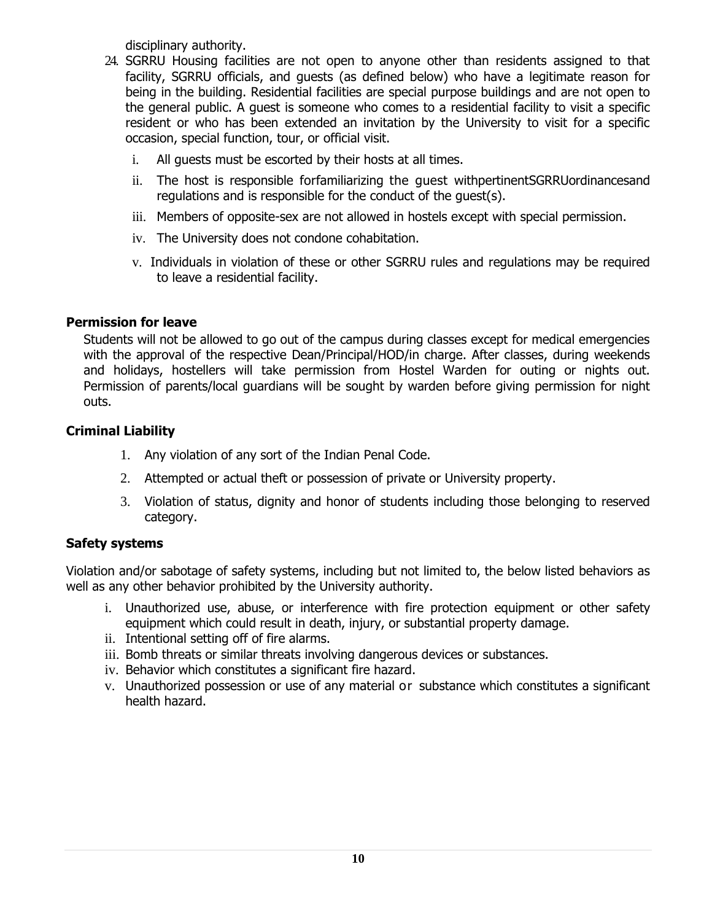disciplinary authority.

24. SGRRU Housing facilities are not open to anyone other than residents assigned to that facility, SGRRU officials, and guests (as defined below) who have a legitimate reason for being in the building. Residential facilities are special purpose buildings and are not open to the general public. A guest is someone who comes to a residential facility to visit a specific resident or who has been extended an invitation by the University to visit for a specific occasion, special function, tour, or official visit.
    i. All guests must be escorted by their hosts at all times.
    ii. The host is responsible forfamiliarizing the guest withpertinentSGRRUordinancesand regulations and is responsible for the conduct of the guest(s).
    iii. Members of opposite-sex are not allowed in hostels except with special permission.
    iv. The University does not condone cohabitation.
    v. Individuals in violation of these or other SGRRU rules and regulations may be required to leave a residential facility.

### Permission for leave

Students will not be allowed to go out of the campus during classes except for medical emergencies with the approval of the respective Dean/Principal/HOD/in charge. After classes, during weekends and holidays, hostellers will take permission from Hostel Warden for outing or nights out. Permission of parents/local guardians will be sought by warden before giving permission for night outs.

### Criminal Liability

1. Any violation of any sort of the Indian Penal Code.
2. Attempted or actual theft or possession of private or University property.
3. Violation of status, dignity and honor of students including those belonging to reserved category.

### Safety systems

Violation and/or sabotage of safety systems, including but not limited to, the below listed behaviors as well as any other behavior prohibited by the University authority.

i. Unauthorized use, abuse, or interference with fire protection equipment or other safety equipment which could result in death, injury, or substantial property damage.
ii. Intentional setting off of fire alarms.
iii. Bomb threats or similar threats involving dangerous devices or substances.
iv. Behavior which constitutes a significant fire hazard.
v. Unauthorized possession or use of any material or substance which constitutes a significant health hazard.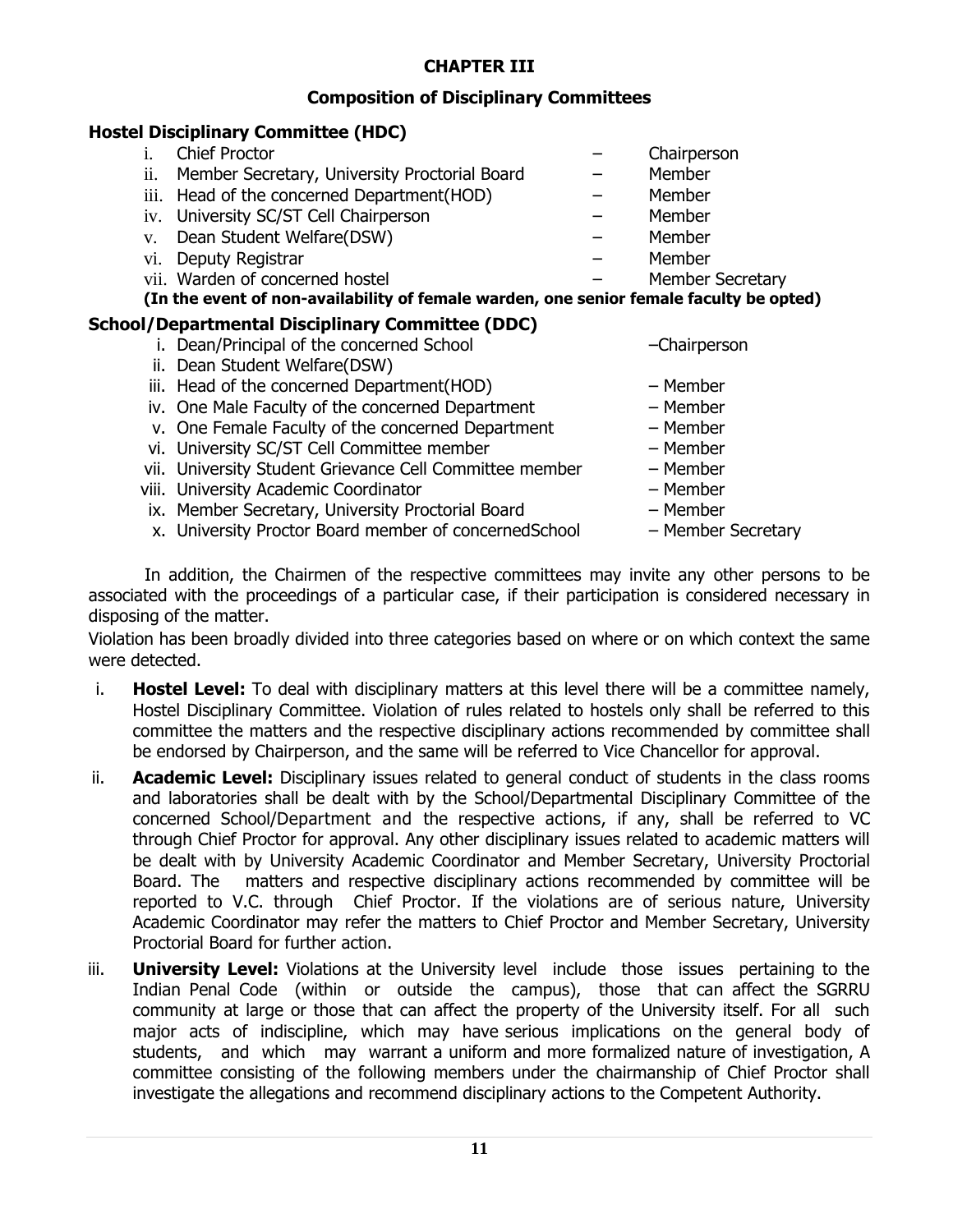# CHAPTER III

## Composition of Disciplinary Committees

### Hostel Disciplinary Committee (HDC)

| | | |
|---|---|---|
| i. | Chief Proctor | – Chairperson |
| ii. | Member Secretary, University Proctorial Board | – Member |
| iii. | Head of the concerned Department(HOD) | – Member |
| iv. | University SC/ST Cell Chairperson | – Member |
| v. | Dean Student Welfare(DSW) | – Member |
| vi. | Deputy Registrar | – Member |
| vii. | Warden of concerned hostel | – Member Secretary |

**(In the event of non-availability of female warden, one senior female faculty be opted)**

### School/Departmental Disciplinary Committee (DDC)

| | | |
|---|---|---|
| i. | Dean/Principal of the concerned School | –Chairperson |
| ii. | Dean Student Welfare(DSW) | |
| iii. | Head of the concerned Department(HOD) | – Member |
| iv. | One Male Faculty of the concerned Department | – Member |
| v. | One Female Faculty of the concerned Department | – Member |
| vi. | University SC/ST Cell Committee member | – Member |
| vii. | University Student Grievance Cell Committee member | – Member |
| viii. | University Academic Coordinator | – Member |
| ix. | Member Secretary, University Proctorial Board | – Member |
| x. | University Proctor Board member of concernedSchool | – Member Secretary |

In addition, the Chairmen of the respective committees may invite any other persons to be associated with the proceedings of a particular case, if their participation is considered necessary in disposing of the matter.

Violation has been broadly divided into three categories based on where or on which context the same were detected.

i. **Hostel Level:** To deal with disciplinary matters at this level there will be a committee namely, Hostel Disciplinary Committee. Violation of rules related to hostels only shall be referred to this committee the matters and the respective disciplinary actions recommended by committee shall be endorsed by Chairperson, and the same will be referred to Vice Chancellor for approval.

ii. **Academic Level:** Disciplinary issues related to general conduct of students in the class rooms and laboratories shall be dealt with by the School/Departmental Disciplinary Committee of the concerned School/Department and the respective actions, if any, shall be referred to VC through Chief Proctor for approval. Any other disciplinary issues related to academic matters will be dealt with by University Academic Coordinator and Member Secretary, University Proctorial Board. The matters and respective disciplinary actions recommended by committee will be reported to V.C. through Chief Proctor. If the violations are of serious nature, University Academic Coordinator may refer the matters to Chief Proctor and Member Secretary, University Proctorial Board for further action.

iii. **University Level:** Violations at the University level include those issues pertaining to the Indian Penal Code (within or outside the campus), those that can affect the SGRRU community at large or those that can affect the property of the University itself. For all such major acts of indiscipline, which may have serious implications on the general body of students, and which may warrant a uniform and more formalized nature of investigation, A committee consisting of the following members under the chairmanship of Chief Proctor shall investigate the allegations and recommend disciplinary actions to the Competent Authority.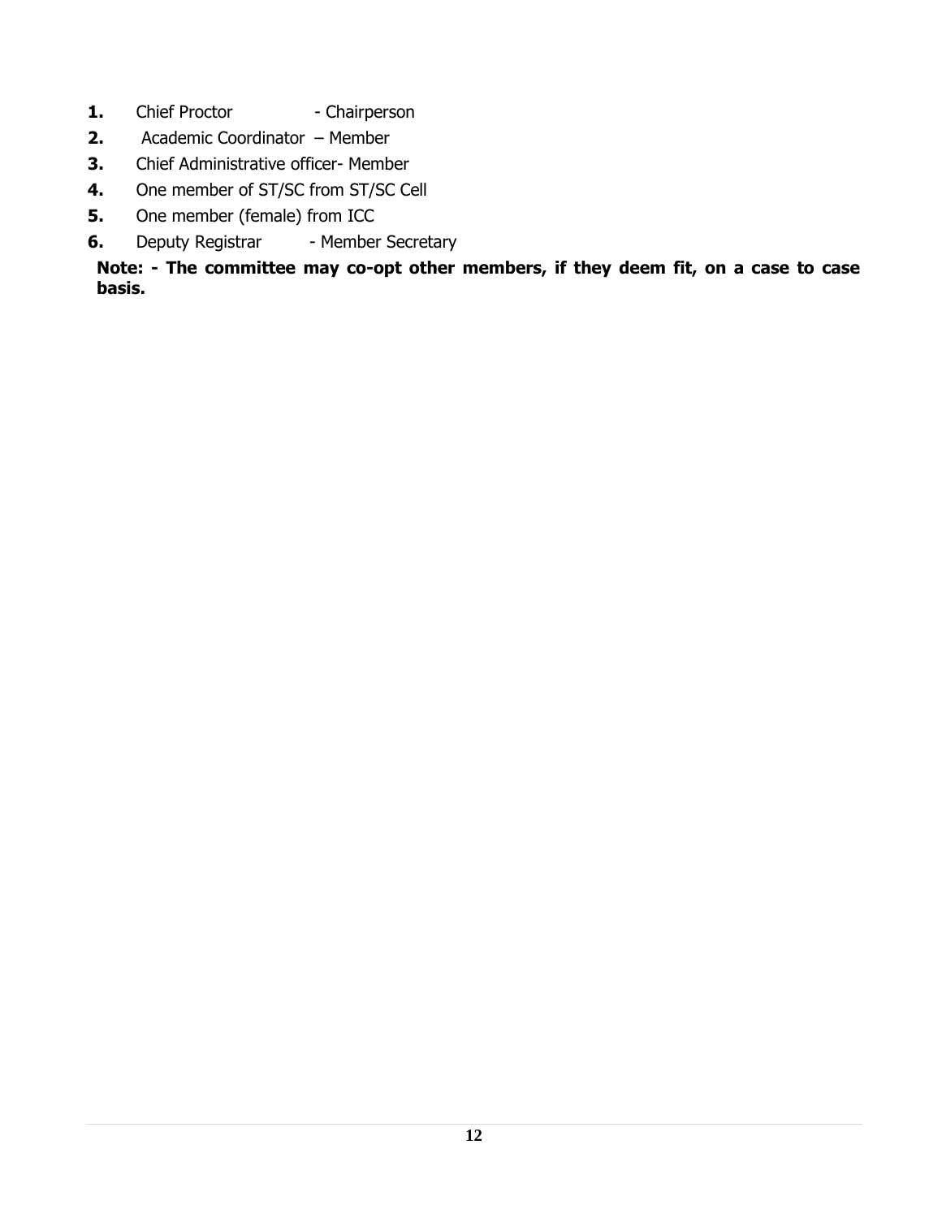1. Chief Proctor - Chairperson
2. Academic Coordinator – Member
3. Chief Administrative officer- Member
4. One member of ST/SC from ST/SC Cell
5. One member (female) from ICC
6. Deputy Registrar - Member Secretary

**Note: - The committee may co-opt other members, if they deem fit, on a case to case basis.**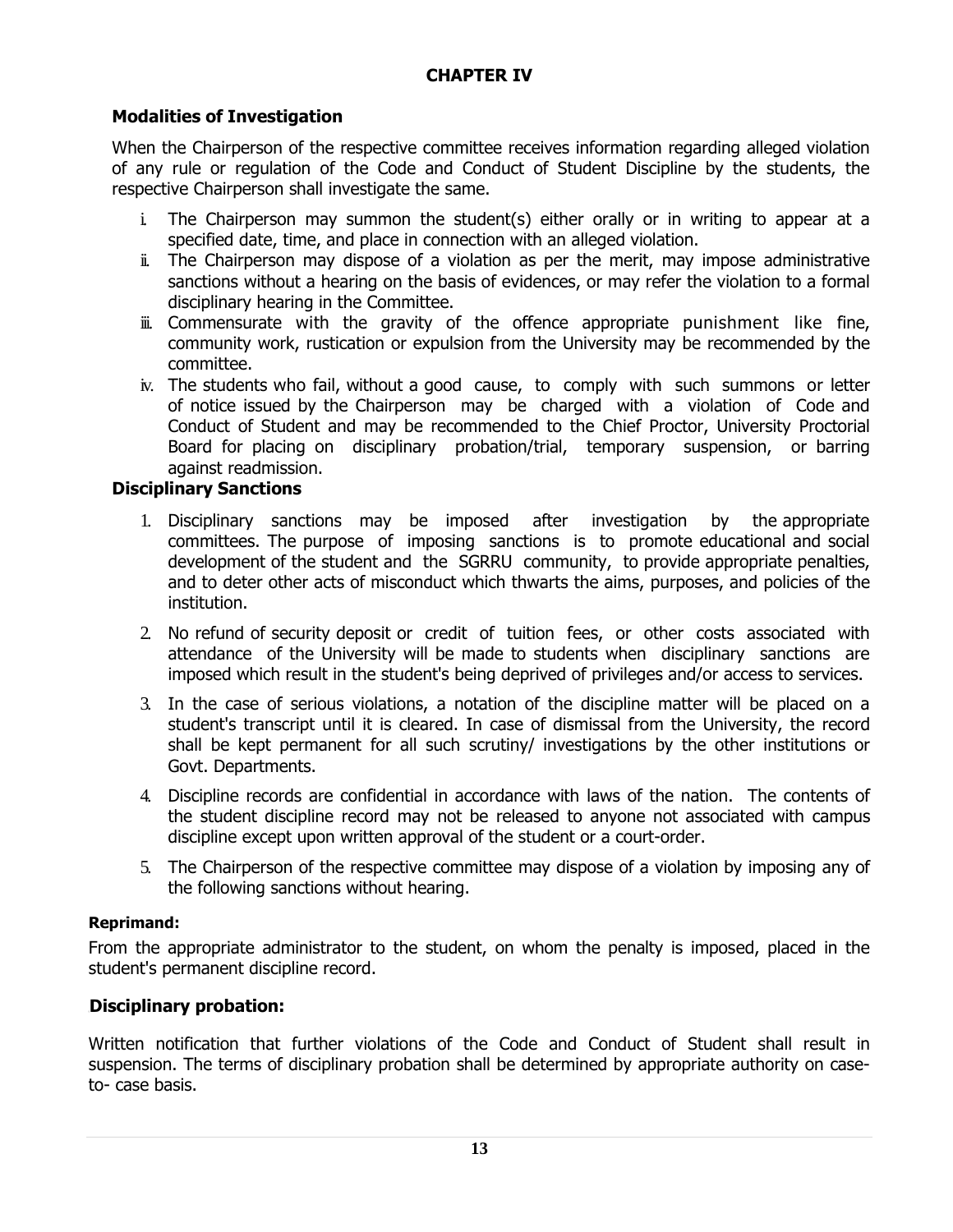# CHAPTER IV

## Modalities of Investigation

When the Chairperson of the respective committee receives information regarding alleged violation of any rule or regulation of the Code and Conduct of Student Discipline by the students, the respective Chairperson shall investigate the same.

i. The Chairperson may summon the student(s) either orally or in writing to appear at a specified date, time, and place in connection with an alleged violation.
ii. The Chairperson may dispose of a violation as per the merit, may impose administrative sanctions without a hearing on the basis of evidences, or may refer the violation to a formal disciplinary hearing in the Committee.
iii. Commensurate with the gravity of the offence appropriate punishment like fine, community work, rustication or expulsion from the University may be recommended by the committee.
iv. The students who fail, without a good cause, to comply with such summons or letter of notice issued by the Chairperson may be charged with a violation of Code and Conduct of Student and may be recommended to the Chief Proctor, University Proctorial Board for placing on disciplinary probation/trial, temporary suspension, or barring against readmission.

## Disciplinary Sanctions

1. Disciplinary sanctions may be imposed after investigation by the appropriate committees. The purpose of imposing sanctions is to promote educational and social development of the student and the SGRRU community, to provide appropriate penalties, and to deter other acts of misconduct which thwarts the aims, purposes, and policies of the institution.

2. No refund of security deposit or credit of tuition fees, or other costs associated with attendance of the University will be made to students when disciplinary sanctions are imposed which result in the student's being deprived of privileges and/or access to services.

3. In the case of serious violations, a notation of the discipline matter will be placed on a student's transcript until it is cleared. In case of dismissal from the University, the record shall be kept permanent for all such scrutiny/ investigations by the other institutions or Govt. Departments.

4. Discipline records are confidential in accordance with laws of the nation. The contents of the student discipline record may not be released to anyone not associated with campus discipline except upon written approval of the student or a court-order.

5. The Chairperson of the respective committee may dispose of a violation by imposing any of the following sanctions without hearing.

#### Reprimand:

From the appropriate administrator to the student, on whom the penalty is imposed, placed in the student's permanent discipline record.

### Disciplinary probation:

Written notification that further violations of the Code and Conduct of Student shall result in suspension. The terms of disciplinary probation shall be determined by appropriate authority on case-to- case basis.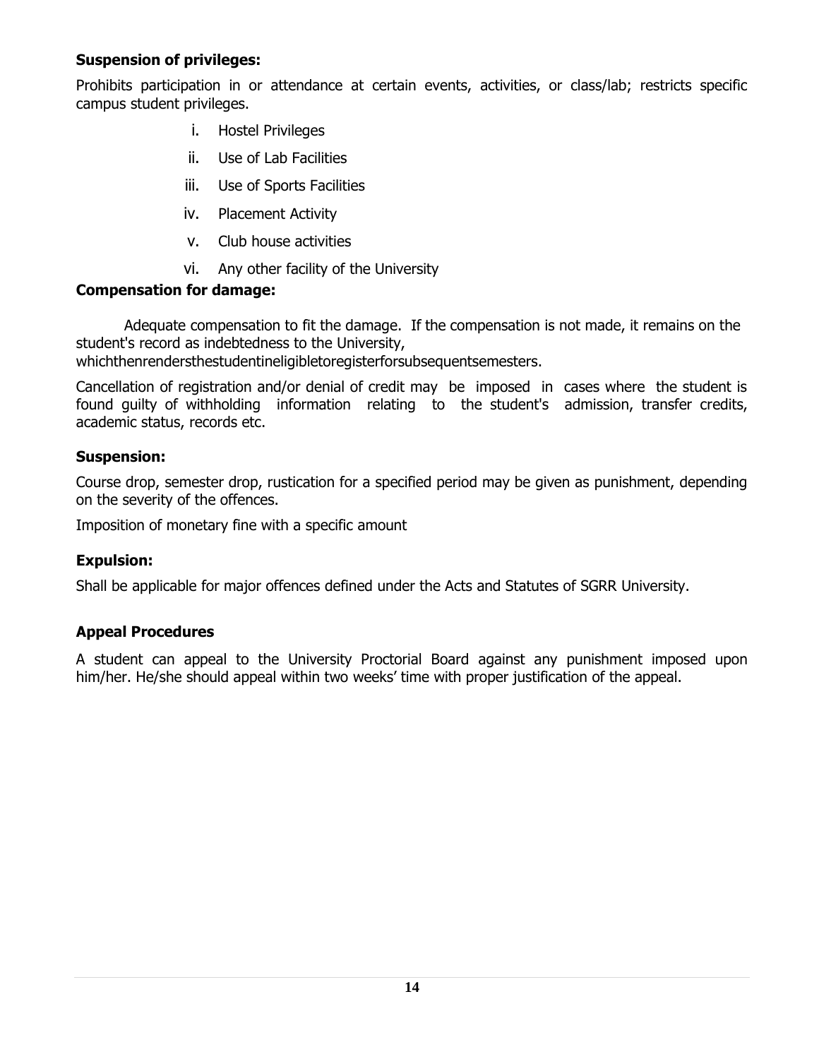**Suspension of privileges:**

Prohibits participation in or attendance at certain events, activities, or class/lab; restricts specific campus student privileges.

i. Hostel Privileges
ii. Use of Lab Facilities
iii. Use of Sports Facilities
iv. Placement Activity
v. Club house activities
vi. Any other facility of the University

**Compensation for damage:**

Adequate compensation to fit the damage. If the compensation is not made, it remains on the student's record as indebtedness to the University, whichthenrendersthestudentineligibletoregisterforsubsequentsemesters.

Cancellation of registration and/or denial of credit may be imposed in cases where the student is found guilty of withholding information relating to the student's admission, transfer credits, academic status, records etc.

**Suspension:**

Course drop, semester drop, rustication for a specified period may be given as punishment, depending on the severity of the offences.

Imposition of monetary fine with a specific amount

**Expulsion:**

Shall be applicable for major offences defined under the Acts and Statutes of SGRR University.

**Appeal Procedures**

A student can appeal to the University Proctorial Board against any punishment imposed upon him/her. He/she should appeal within two weeks' time with proper justification of the appeal.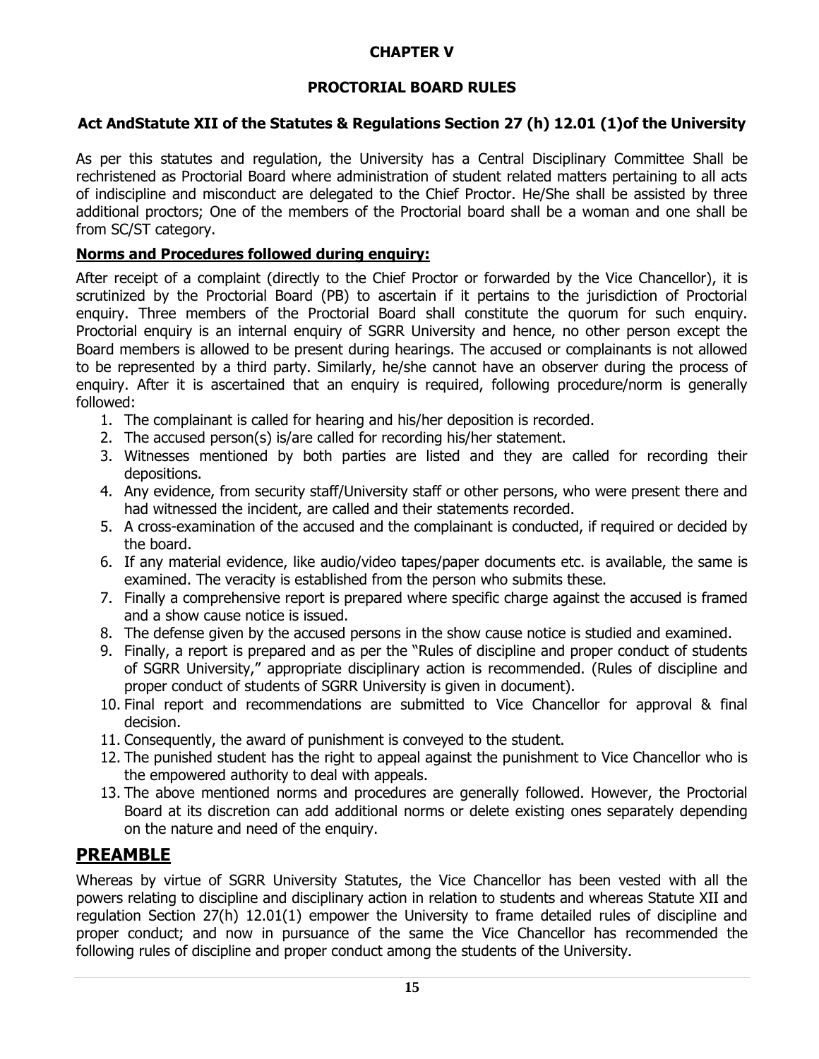# CHAPTER V

## PROCTORIAL BOARD RULES

### Act AndStatute XII of the Statutes & Regulations Section 27 (h) 12.01 (1)of the University

As per this statutes and regulation, the University has a Central Disciplinary Committee Shall be rechristened as Proctorial Board where administration of student related matters pertaining to all acts of indiscipline and misconduct are delegated to the Chief Proctor. He/She shall be assisted by three additional proctors; One of the members of the Proctorial board shall be a woman and one shall be from SC/ST category.

**Norms and Procedures followed during enquiry:**

After receipt of a complaint (directly to the Chief Proctor or forwarded by the Vice Chancellor), it is scrutinized by the Proctorial Board (PB) to ascertain if it pertains to the jurisdiction of Proctorial enquiry. Three members of the Proctorial Board shall constitute the quorum for such enquiry. Proctorial enquiry is an internal enquiry of SGRR University and hence, no other person except the Board members is allowed to be present during hearings. The accused or complainants is not allowed to be represented by a third party. Similarly, he/she cannot have an observer during the process of enquiry. After it is ascertained that an enquiry is required, following procedure/norm is generally followed:

1. The complainant is called for hearing and his/her deposition is recorded.
2. The accused person(s) is/are called for recording his/her statement.
3. Witnesses mentioned by both parties are listed and they are called for recording their depositions.
4. Any evidence, from security staff/University staff or other persons, who were present there and had witnessed the incident, are called and their statements recorded.
5. A cross-examination of the accused and the complainant is conducted, if required or decided by the board.
6. If any material evidence, like audio/video tapes/paper documents etc. is available, the same is examined. The veracity is established from the person who submits these.
7. Finally a comprehensive report is prepared where specific charge against the accused is framed and a show cause notice is issued.
8. The defense given by the accused persons in the show cause notice is studied and examined.
9. Finally, a report is prepared and as per the "Rules of discipline and proper conduct of students of SGRR University," appropriate disciplinary action is recommended. (Rules of discipline and proper conduct of students of SGRR University is given in document).
10. Final report and recommendations are submitted to Vice Chancellor for approval & final decision.
11. Consequently, the award of punishment is conveyed to the student.
12. The punished student has the right to appeal against the punishment to Vice Chancellor who is the empowered authority to deal with appeals.
13. The above mentioned norms and procedures are generally followed. However, the Proctorial Board at its discretion can add additional norms or delete existing ones separately depending on the nature and need of the enquiry.

## PREAMBLE

Whereas by virtue of SGRR University Statutes, the Vice Chancellor has been vested with all the powers relating to discipline and disciplinary action in relation to students and whereas Statute XII and regulation Section 27(h) 12.01(1) empower the University to frame detailed rules of discipline and proper conduct; and now in pursuance of the same the Vice Chancellor has recommended the following rules of discipline and proper conduct among the students of the University.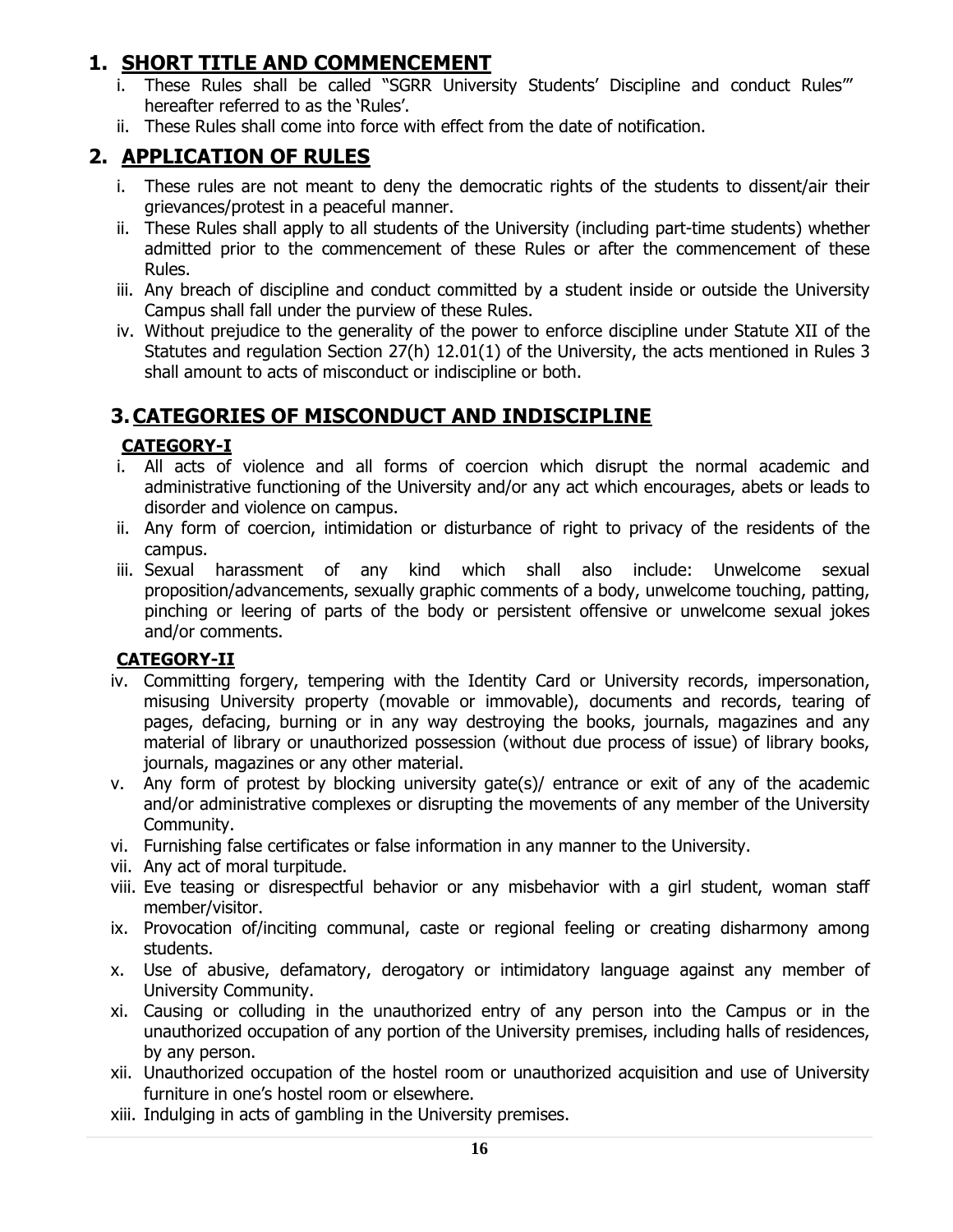## 1. SHORT TITLE AND COMMENCEMENT

i. These Rules shall be called "SGRR University Students' Discipline and conduct Rules'" hereafter referred to as the 'Rules'.

ii. These Rules shall come into force with effect from the date of notification.

## 2. APPLICATION OF RULES

i. These rules are not meant to deny the democratic rights of the students to dissent/air their grievances/protest in a peaceful manner.

ii. These Rules shall apply to all students of the University (including part-time students) whether admitted prior to the commencement of these Rules or after the commencement of these Rules.

iii. Any breach of discipline and conduct committed by a student inside or outside the University Campus shall fall under the purview of these Rules.

iv. Without prejudice to the generality of the power to enforce discipline under Statute XII of the Statutes and regulation Section 27(h) 12.01(1) of the University, the acts mentioned in Rules 3 shall amount to acts of misconduct or indiscipline or both.

## 3. CATEGORIES OF MISCONDUCT AND INDISCIPLINE

### CATEGORY-I

i. All acts of violence and all forms of coercion which disrupt the normal academic and administrative functioning of the University and/or any act which encourages, abets or leads to disorder and violence on campus.

ii. Any form of coercion, intimidation or disturbance of right to privacy of the residents of the campus.

iii. Sexual harassment of any kind which shall also include: Unwelcome sexual proposition/advancements, sexually graphic comments of a body, unwelcome touching, patting, pinching or leering of parts of the body or persistent offensive or unwelcome sexual jokes and/or comments.

### CATEGORY-II

iv. Committing forgery, tempering with the Identity Card or University records, impersonation, misusing University property (movable or immovable), documents and records, tearing of pages, defacing, burning or in any way destroying the books, journals, magazines and any material of library or unauthorized possession (without due process of issue) of library books, journals, magazines or any other material.

v. Any form of protest by blocking university gate(s)/ entrance or exit of any of the academic and/or administrative complexes or disrupting the movements of any member of the University Community.

vi. Furnishing false certificates or false information in any manner to the University.

vii. Any act of moral turpitude.

viii. Eve teasing or disrespectful behavior or any misbehavior with a girl student, woman staff member/visitor.

ix. Provocation of/inciting communal, caste or regional feeling or creating disharmony among students.

x. Use of abusive, defamatory, derogatory or intimidatory language against any member of University Community.

xi. Causing or colluding in the unauthorized entry of any person into the Campus or in the unauthorized occupation of any portion of the University premises, including halls of residences, by any person.

xii. Unauthorized occupation of the hostel room or unauthorized acquisition and use of University furniture in one's hostel room or elsewhere.

xiii. Indulging in acts of gambling in the University premises.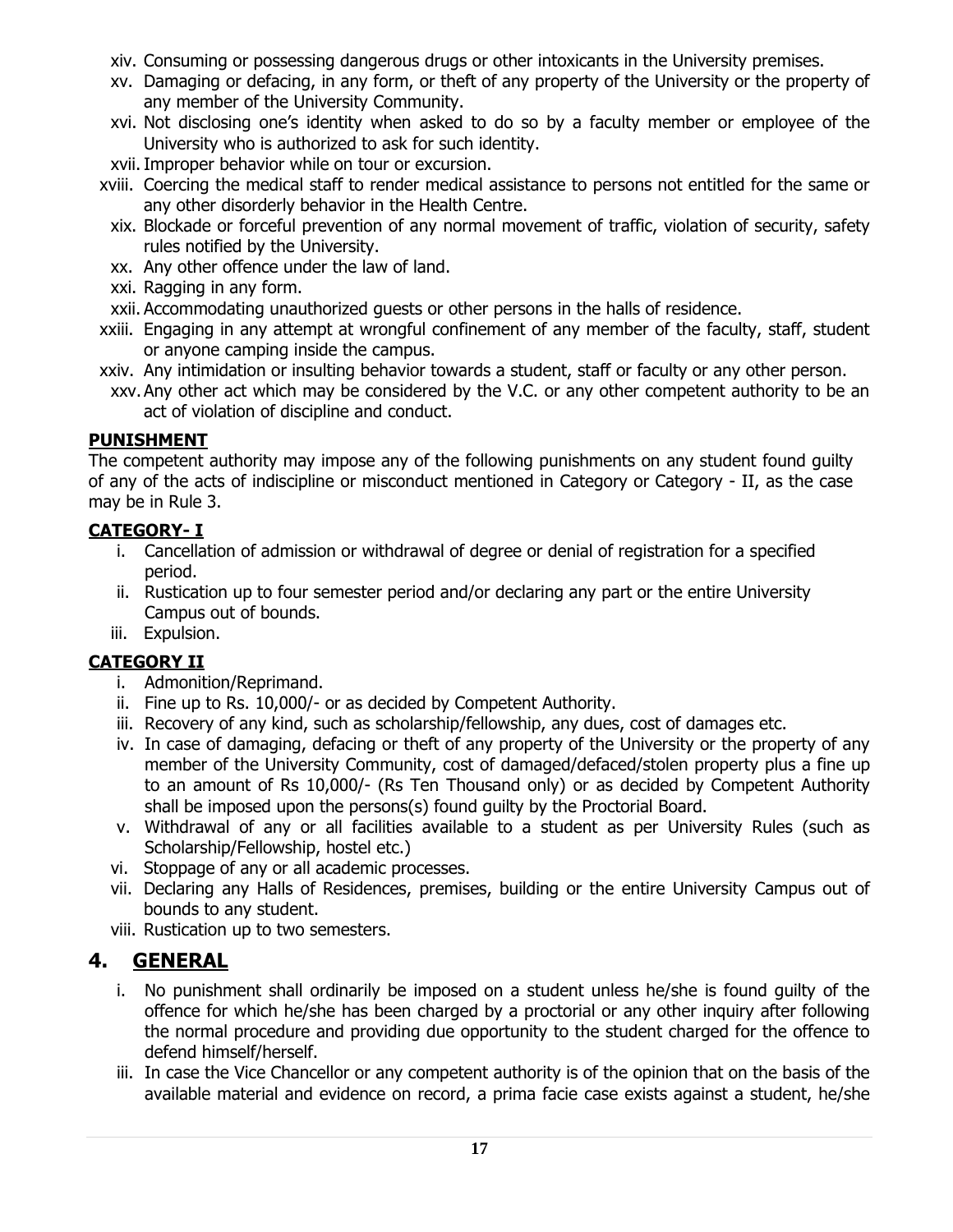xiv. Consuming or possessing dangerous drugs or other intoxicants in the University premises.

xv. Damaging or defacing, in any form, or theft of any property of the University or the property of any member of the University Community.

xvi. Not disclosing one's identity when asked to do so by a faculty member or employee of the University who is authorized to ask for such identity.

xvii. Improper behavior while on tour or excursion.

xviii. Coercing the medical staff to render medical assistance to persons not entitled for the same or any other disorderly behavior in the Health Centre.

xix. Blockade or forceful prevention of any normal movement of traffic, violation of security, safety rules notified by the University.

xx. Any other offence under the law of land.

xxi. Ragging in any form.

xxii. Accommodating unauthorized guests or other persons in the halls of residence.

xxiii. Engaging in any attempt at wrongful confinement of any member of the faculty, staff, student or anyone camping inside the campus.

xxiv. Any intimidation or insulting behavior towards a student, staff or faculty or any other person.

xxv. Any other act which may be considered by the V.C. or any other competent authority to be an act of violation of discipline and conduct.

**PUNISHMENT**

The competent authority may impose any of the following punishments on any student found guilty of any of the acts of indiscipline or misconduct mentioned in Category or Category - II, as the case may be in Rule 3.

**CATEGORY- I**

i. Cancellation of admission or withdrawal of degree or denial of registration for a specified period.

ii. Rustication up to four semester period and/or declaring any part or the entire University Campus out of bounds.

iii. Expulsion.

**CATEGORY II**

i. Admonition/Reprimand.

ii. Fine up to Rs. 10,000/- or as decided by Competent Authority.

iii. Recovery of any kind, such as scholarship/fellowship, any dues, cost of damages etc.

iv. In case of damaging, defacing or theft of any property of the University or the property of any member of the University Community, cost of damaged/defaced/stolen property plus a fine up to an amount of Rs 10,000/- (Rs Ten Thousand only) or as decided by Competent Authority shall be imposed upon the persons(s) found guilty by the Proctorial Board.

v. Withdrawal of any or all facilities available to a student as per University Rules (such as Scholarship/Fellowship, hostel etc.)

vi. Stoppage of any or all academic processes.

vii. Declaring any Halls of Residences, premises, building or the entire University Campus out of bounds to any student.

viii. Rustication up to two semesters.

## 4. GENERAL

i. No punishment shall ordinarily be imposed on a student unless he/she is found guilty of the offence for which he/she has been charged by a proctorial or any other inquiry after following the normal procedure and providing due opportunity to the student charged for the offence to defend himself/herself.

iii. In case the Vice Chancellor or any competent authority is of the opinion that on the basis of the available material and evidence on record, a prima facie case exists against a student, he/she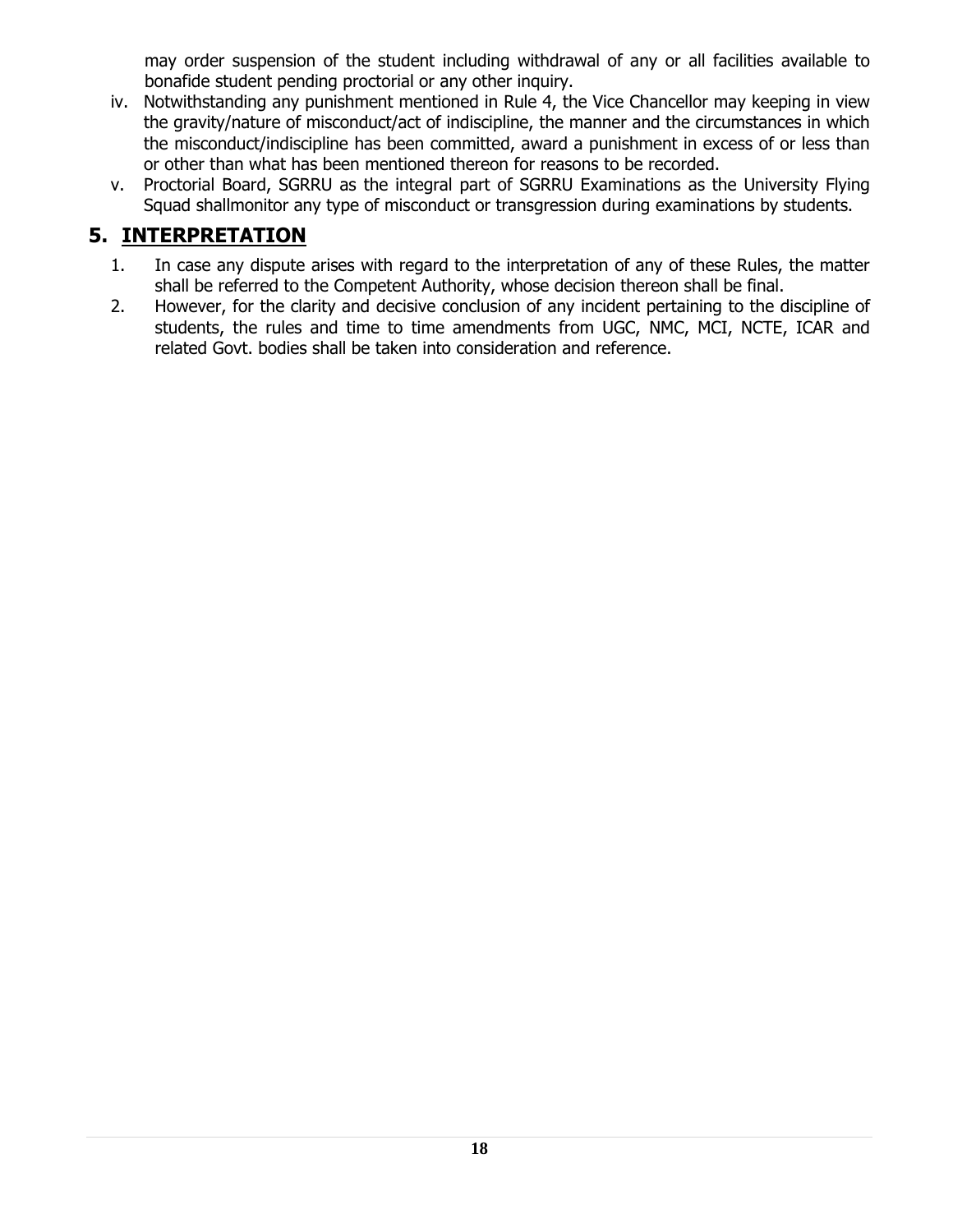may order suspension of the student including withdrawal of any or all facilities available to bonafide student pending proctorial or any other inquiry.

iv. Notwithstanding any punishment mentioned in Rule 4, the Vice Chancellor may keeping in view the gravity/nature of misconduct/act of indiscipline, the manner and the circumstances in which the misconduct/indiscipline has been committed, award a punishment in excess of or less than or other than what has been mentioned thereon for reasons to be recorded.

v. Proctorial Board, SGRRU as the integral part of SGRRU Examinations as the University Flying Squad shallmonitor any type of misconduct or transgression during examinations by students.

## 5. INTERPRETATION

1. In case any dispute arises with regard to the interpretation of any of these Rules, the matter shall be referred to the Competent Authority, whose decision thereon shall be final.
2. However, for the clarity and decisive conclusion of any incident pertaining to the discipline of students, the rules and time to time amendments from UGC, NMC, MCI, NCTE, ICAR and related Govt. bodies shall be taken into consideration and reference.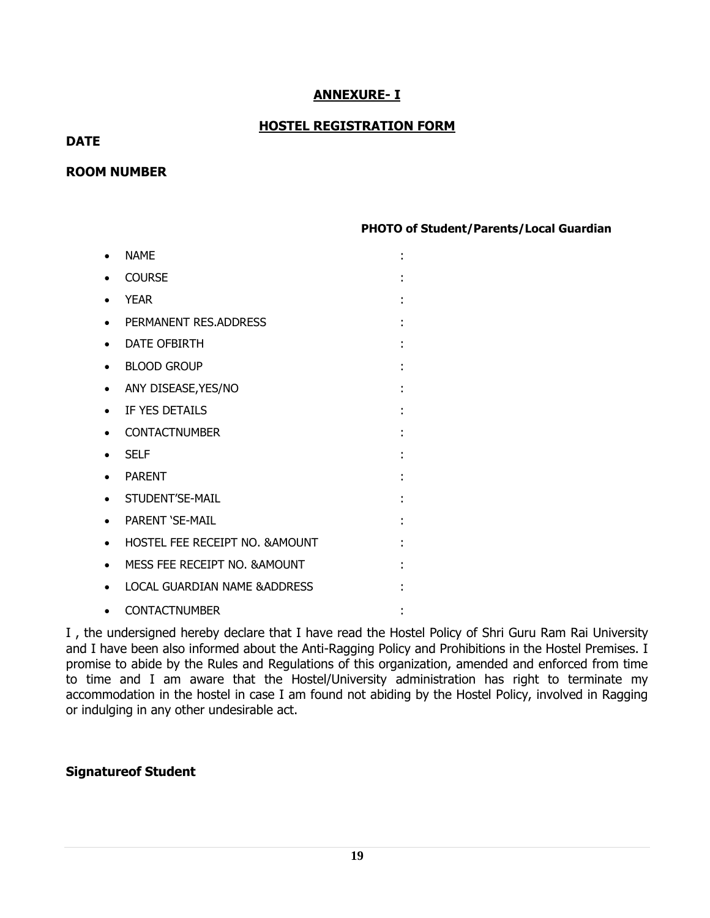## ANNEXURE- I

## HOSTEL REGISTRATION FORM

**DATE**

**ROOM NUMBER**

**PHOTO of Student/Parents/Local Guardian**

- NAME :
- COURSE :
- YEAR :
- PERMANENT RES.ADDRESS :
- DATE OFBIRTH :
- BLOOD GROUP :
- ANY DISEASE,YES/NO :
- IF YES DETAILS :
- CONTACTNUMBER :
- SELF :
- PARENT :
- STUDENT'SE-MAIL :
- PARENT 'SE-MAIL :
- HOSTEL FEE RECEIPT NO. &AMOUNT :
- MESS FEE RECEIPT NO. &AMOUNT :
- LOCAL GUARDIAN NAME &ADDRESS :
- CONTACTNUMBER :

I , the undersigned hereby declare that I have read the Hostel Policy of Shri Guru Ram Rai University and I have been also informed about the Anti-Ragging Policy and Prohibitions in the Hostel Premises. I promise to abide by the Rules and Regulations of this organization, amended and enforced from time to time and I am aware that the Hostel/University administration has right to terminate my accommodation in the hostel in case I am found not abiding by the Hostel Policy, involved in Ragging or indulging in any other undesirable act.

**Signatureof Student**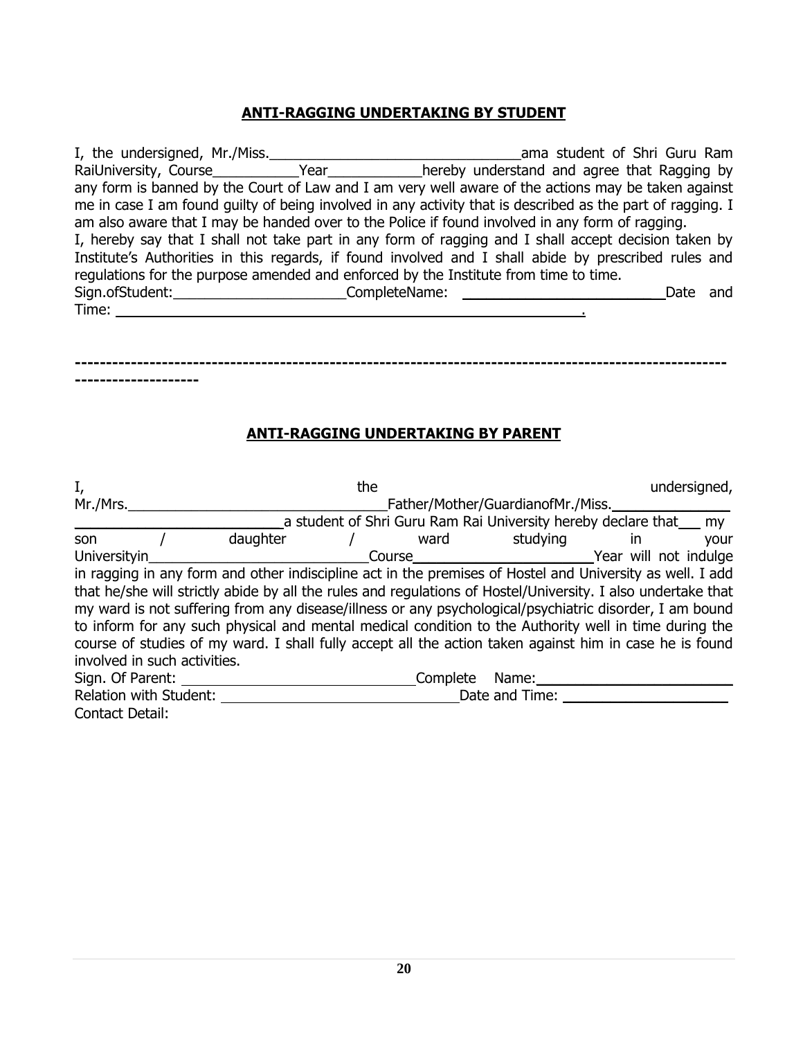## **ANTI-RAGGING UNDERTAKING BY STUDENT**

I, the undersigned, Mr./Miss.________________________________ama student of Shri Guru Ram RaiUniversity, Course___________Year____________hereby understand and agree that Ragging by any form is banned by the Court of Law and I am very well aware of the actions may be taken against me in case I am found guilty of being involved in any activity that is described as the part of ragging. I am also aware that I may be handed over to the Police if found involved in any form of ragging.

I, hereby say that I shall not take part in any form of ragging and I shall accept decision taken by Institute's Authorities in this regards, if found involved and I shall abide by prescribed rules and regulations for the purpose amended and enforced by the Institute from time to time.

Sign.ofStudent:______________________CompleteName: _________________________Date and Time: ____________________________________________________________.

----------------------------------------------------------------------------------------------------------------------------

## **ANTI-RAGGING UNDERTAKING BY PARENT**

I, the undersigned, Mr./Mrs.__________________________________Father/Mother/GuardianofMr./Miss.______________ __________________________a student of Shri Guru Ram Rai University hereby declare that___ my son / daughter / ward studying in your Universityin___________________________Course______________________Year will not indulge in ragging in any form and other indiscipline act in the premises of Hostel and University as well. I add that he/she will strictly abide by all the rules and regulations of Hostel/University. I also undertake that my ward is not suffering from any disease/illness or any psychological/psychiatric disorder, I am bound to inform for any such physical and mental medical condition to the Authority well in time during the course of studies of my ward. I shall fully accept all the action taken against him in case he is found involved in such activities.

Sign. Of Parent: ____________________________Complete Name:________________________

Relation with Student: ______________________________Date and Time: _____________________

Contact Detail: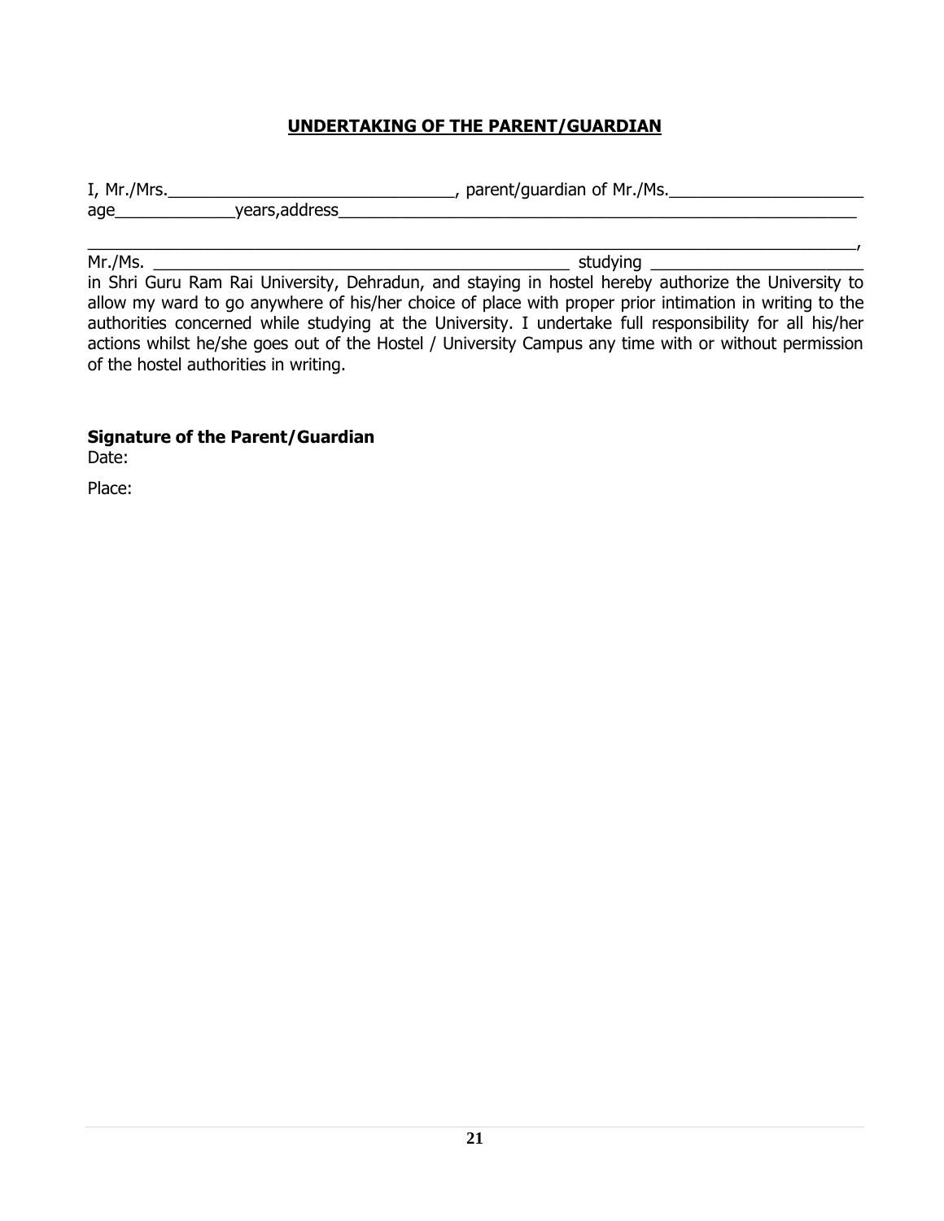## UNDERTAKING OF THE PARENT/GUARDIAN

I, Mr./Mrs.______________________________, parent/guardian of Mr./Ms.____________________ age____________years,address__________________________________________________________

_________________________________________________________________________________,
Mr./Ms. ______________________________________________ studying ______________________ in Shri Guru Ram Rai University, Dehradun, and staying in hostel hereby authorize the University to allow my ward to go anywhere of his/her choice of place with proper prior intimation in writing to the authorities concerned while studying at the University. I undertake full responsibility for all his/her actions whilst he/she goes out of the Hostel / University Campus any time with or without permission of the hostel authorities in writing.

**Signature of the Parent/Guardian**

Date:

Place: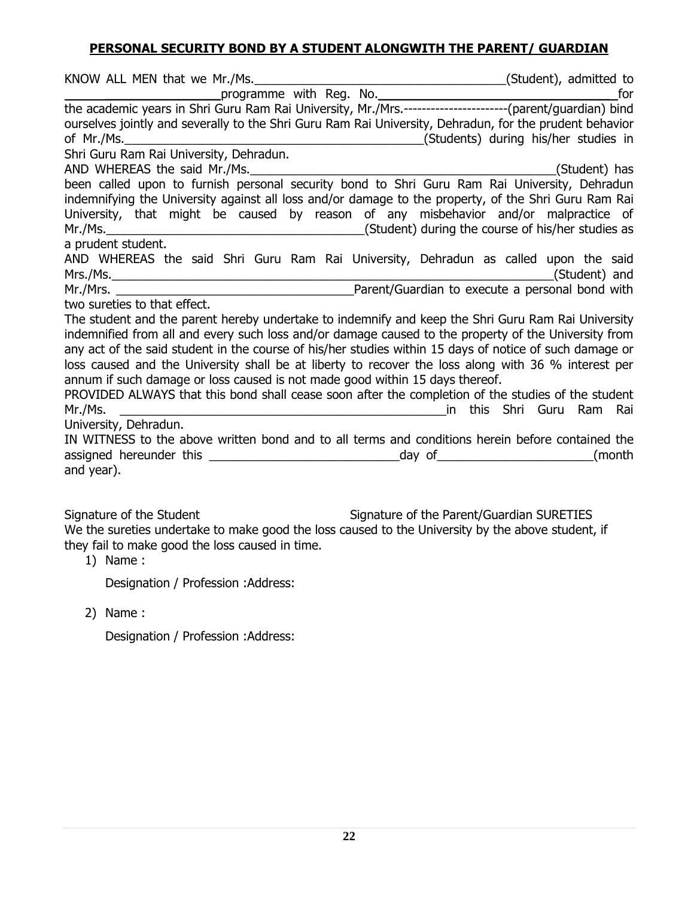**PERSONAL SECURITY BOND BY A STUDENT ALONGWITH THE PARENT/ GUARDIAN**

KNOW ALL MEN that we Mr./Ms.\_\_\_\_\_\_\_\_\_\_\_\_\_\_\_\_\_\_\_\_\_\_\_\_\_\_\_\_\_\_\_\_\_\_\_\_\_\_(Student), admitted to \_\_\_\_\_\_\_\_\_\_\_\_\_\_\_\_\_\_\_\_programme with Reg. No.\_\_\_\_\_\_\_\_\_\_\_\_\_\_\_\_\_\_\_\_\_\_\_\_\_\_\_\_\_\_\_\_\_\_\_\_for the academic years in Shri Guru Ram Rai University, Mr./Mrs.-----------------------(parent/guardian) bind ourselves jointly and severally to the Shri Guru Ram Rai University, Dehradun, for the prudent behavior of Mr./Ms.\_\_\_\_\_\_\_\_\_\_\_\_\_\_\_\_\_\_\_\_\_\_\_\_\_\_\_\_\_\_\_\_\_\_\_\_\_\_\_\_\_\_\_\_\_(Students) during his/her studies in Shri Guru Ram Rai University, Dehradun.

AND WHEREAS the said Mr./Ms.\_\_\_\_\_\_\_\_\_\_\_\_\_\_\_\_\_\_\_\_\_\_\_\_\_\_\_\_\_\_\_\_\_\_\_\_\_\_\_\_\_\_\_\_\_\_(Student) has been called upon to furnish personal security bond to Shri Guru Ram Rai University, Dehradun indemnifying the University against all loss and/or damage to the property, of the Shri Guru Ram Rai University, that might be caused by reason of any misbehavior and/or malpractice of Mr./Ms.\_\_\_\_\_\_\_\_\_\_\_\_\_\_\_\_\_\_\_\_\_\_\_\_\_\_\_\_\_\_\_\_\_\_\_\_\_\_\_(Student) during the course of his/her studies as a prudent student.

AND WHEREAS the said Shri Guru Ram Rai University, Dehradun as called upon the said Mrs./Ms.\_\_\_\_\_\_\_\_\_\_\_\_\_\_\_\_\_\_\_\_\_\_\_\_\_\_\_\_\_\_\_\_\_\_\_\_\_\_\_\_\_\_\_\_\_\_\_\_\_\_\_\_\_\_\_\_\_\_\_\_\_\_\_\_\_\_(Student) and Mr./Mrs. \_\_\_\_\_\_\_\_\_\_\_\_\_\_\_\_\_\_\_\_\_\_\_\_\_\_\_\_\_\_\_\_\_\_\_\_Parent/Guardian to execute a personal bond with two sureties to that effect.

The student and the parent hereby undertake to indemnify and keep the Shri Guru Ram Rai University indemnified from all and every such loss and/or damage caused to the property of the University from any act of the said student in the course of his/her studies within 15 days of notice of such damage or loss caused and the University shall be at liberty to recover the loss along with 36 % interest per annum if such damage or loss caused is not made good within 15 days thereof.

PROVIDED ALWAYS that this bond shall cease soon after the completion of the studies of the student Mr./Ms. \_\_\_\_\_\_\_\_\_\_\_\_\_\_\_\_\_\_\_\_\_\_\_\_\_\_\_\_\_\_\_\_\_\_\_\_\_\_\_\_\_\_\_\_\_\_\_\_\_\_in this Shri Guru Ram Rai University, Dehradun.

IN WITNESS to the above written bond and to all terms and conditions herein before contained the assigned hereunder this \_\_\_\_\_\_\_\_\_\_\_\_\_\_\_\_\_\_\_\_\_\_\_\_\_\_\_\_day of\_\_\_\_\_\_\_\_\_\_\_\_\_\_\_\_\_\_\_\_\_\_\_(month and year).

Signature of the Student Signature of the Parent/Guardian SURETIES

We the sureties undertake to make good the loss caused to the University by the above student, if they fail to make good the loss caused in time.

1) Name :

   Designation / Profession :Address:

2) Name :

   Designation / Profession :Address: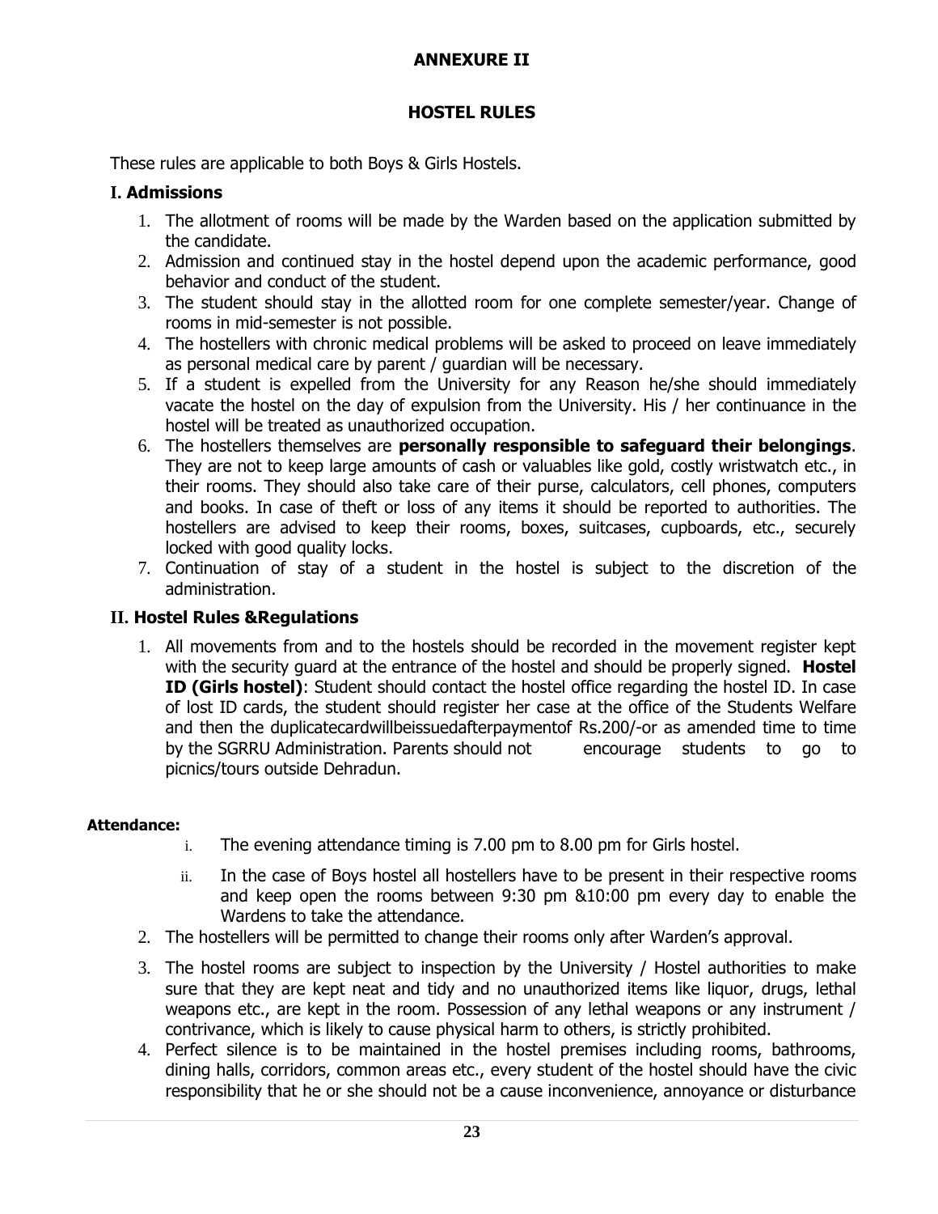## ANNEXURE II

## HOSTEL RULES

These rules are applicable to both Boys & Girls Hostels.

### I. Admissions

1. The allotment of rooms will be made by the Warden based on the application submitted by the candidate.
2. Admission and continued stay in the hostel depend upon the academic performance, good behavior and conduct of the student.
3. The student should stay in the allotted room for one complete semester/year. Change of rooms in mid-semester is not possible.
4. The hostellers with chronic medical problems will be asked to proceed on leave immediately as personal medical care by parent / guardian will be necessary.
5. If a student is expelled from the University for any Reason he/she should immediately vacate the hostel on the day of expulsion from the University. His / her continuance in the hostel will be treated as unauthorized occupation.
6. The hostellers themselves are **personally responsible to safeguard their belongings**. They are not to keep large amounts of cash or valuables like gold, costly wristwatch etc., in their rooms. They should also take care of their purse, calculators, cell phones, computers and books. In case of theft or loss of any items it should be reported to authorities. The hostellers are advised to keep their rooms, boxes, suitcases, cupboards, etc., securely locked with good quality locks.
7. Continuation of stay of a student in the hostel is subject to the discretion of the administration.

### II. Hostel Rules &Regulations

1. All movements from and to the hostels should be recorded in the movement register kept with the security guard at the entrance of the hostel and should be properly signed. **Hostel ID (Girls hostel)**: Student should contact the hostel office regarding the hostel ID. In case of lost ID cards, the student should register her case at the office of the Students Welfare and then the duplicatecardwillbeissuedafterpaymentof Rs.200/-or as amended time to time by the SGRRU Administration. Parents should not encourage students to go to picnics/tours outside Dehradun.

**Attendance:**

i. The evening attendance timing is 7.00 pm to 8.00 pm for Girls hostel.

ii. In the case of Boys hostel all hostellers have to be present in their respective rooms and keep open the rooms between 9:30 pm &10:00 pm every day to enable the Wardens to take the attendance.

2. The hostellers will be permitted to change their rooms only after Warden's approval.
3. The hostel rooms are subject to inspection by the University / Hostel authorities to make sure that they are kept neat and tidy and no unauthorized items like liquor, drugs, lethal weapons etc., are kept in the room. Possession of any lethal weapons or any instrument / contrivance, which is likely to cause physical harm to others, is strictly prohibited.
4. Perfect silence is to be maintained in the hostel premises including rooms, bathrooms, dining halls, corridors, common areas etc., every student of the hostel should have the civic responsibility that he or she should not be a cause inconvenience, annoyance or disturbance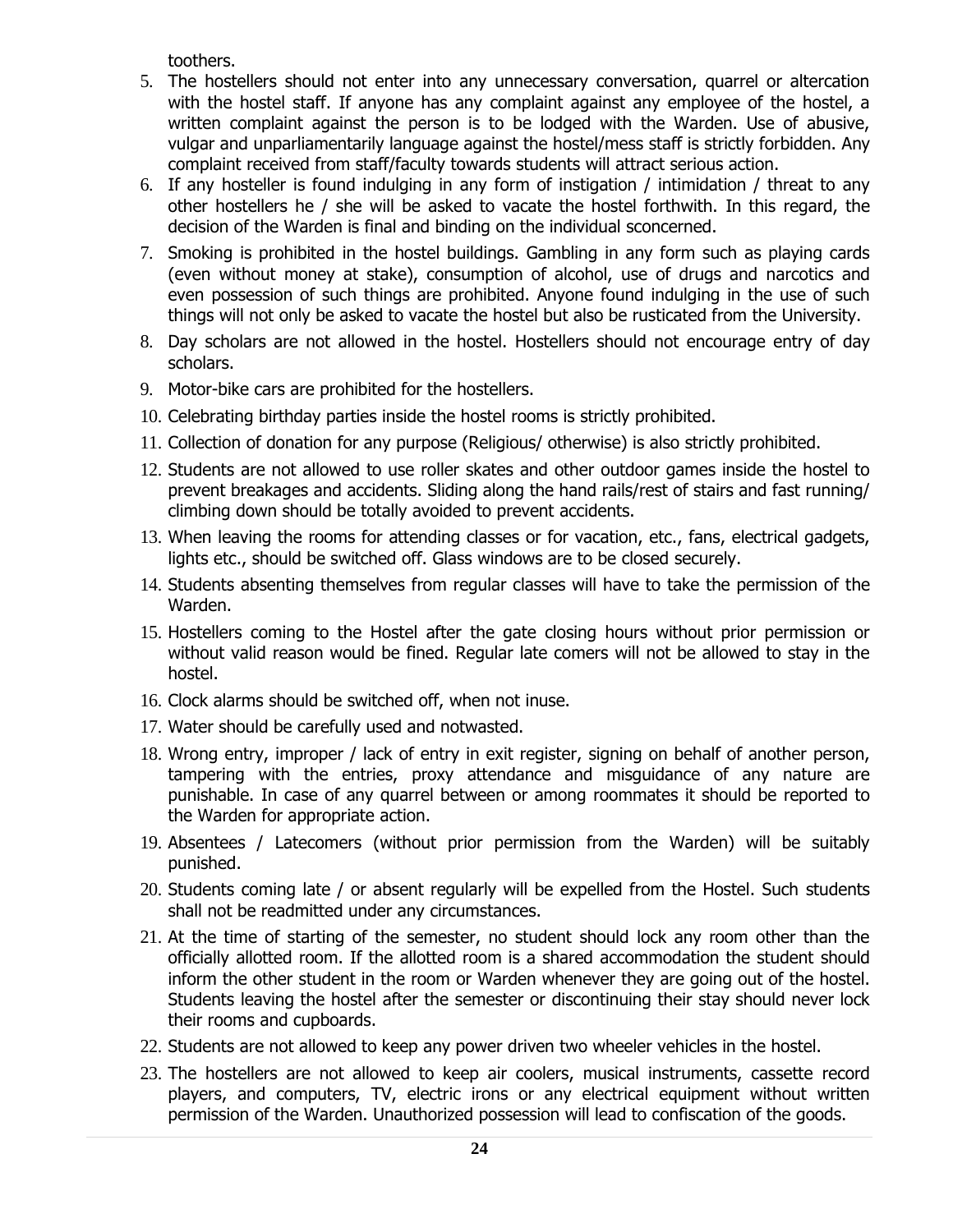toothers.

5. The hostellers should not enter into any unnecessary conversation, quarrel or altercation with the hostel staff. If anyone has any complaint against any employee of the hostel, a written complaint against the person is to be lodged with the Warden. Use of abusive, vulgar and unparliamentarily language against the hostel/mess staff is strictly forbidden. Any complaint received from staff/faculty towards students will attract serious action.
6. If any hosteller is found indulging in any form of instigation / intimidation / threat to any other hostellers he / she will be asked to vacate the hostel forthwith. In this regard, the decision of the Warden is final and binding on the individual sconcerned.
7. Smoking is prohibited in the hostel buildings. Gambling in any form such as playing cards (even without money at stake), consumption of alcohol, use of drugs and narcotics and even possession of such things are prohibited. Anyone found indulging in the use of such things will not only be asked to vacate the hostel but also be rusticated from the University.
8. Day scholars are not allowed in the hostel. Hostellers should not encourage entry of day scholars.
9. Motor-bike cars are prohibited for the hostellers.
10. Celebrating birthday parties inside the hostel rooms is strictly prohibited.
11. Collection of donation for any purpose (Religious/ otherwise) is also strictly prohibited.
12. Students are not allowed to use roller skates and other outdoor games inside the hostel to prevent breakages and accidents. Sliding along the hand rails/rest of stairs and fast running/ climbing down should be totally avoided to prevent accidents.
13. When leaving the rooms for attending classes or for vacation, etc., fans, electrical gadgets, lights etc., should be switched off. Glass windows are to be closed securely.
14. Students absenting themselves from regular classes will have to take the permission of the Warden.
15. Hostellers coming to the Hostel after the gate closing hours without prior permission or without valid reason would be fined. Regular late comers will not be allowed to stay in the hostel.
16. Clock alarms should be switched off, when not inuse.
17. Water should be carefully used and notwasted.
18. Wrong entry, improper / lack of entry in exit register, signing on behalf of another person, tampering with the entries, proxy attendance and misguidance of any nature are punishable. In case of any quarrel between or among roommates it should be reported to the Warden for appropriate action.
19. Absentees / Latecomers (without prior permission from the Warden) will be suitably punished.
20. Students coming late / or absent regularly will be expelled from the Hostel. Such students shall not be readmitted under any circumstances.
21. At the time of starting of the semester, no student should lock any room other than the officially allotted room. If the allotted room is a shared accommodation the student should inform the other student in the room or Warden whenever they are going out of the hostel. Students leaving the hostel after the semester or discontinuing their stay should never lock their rooms and cupboards.
22. Students are not allowed to keep any power driven two wheeler vehicles in the hostel.
23. The hostellers are not allowed to keep air coolers, musical instruments, cassette record players, and computers, TV, electric irons or any electrical equipment without written permission of the Warden. Unauthorized possession will lead to confiscation of the goods.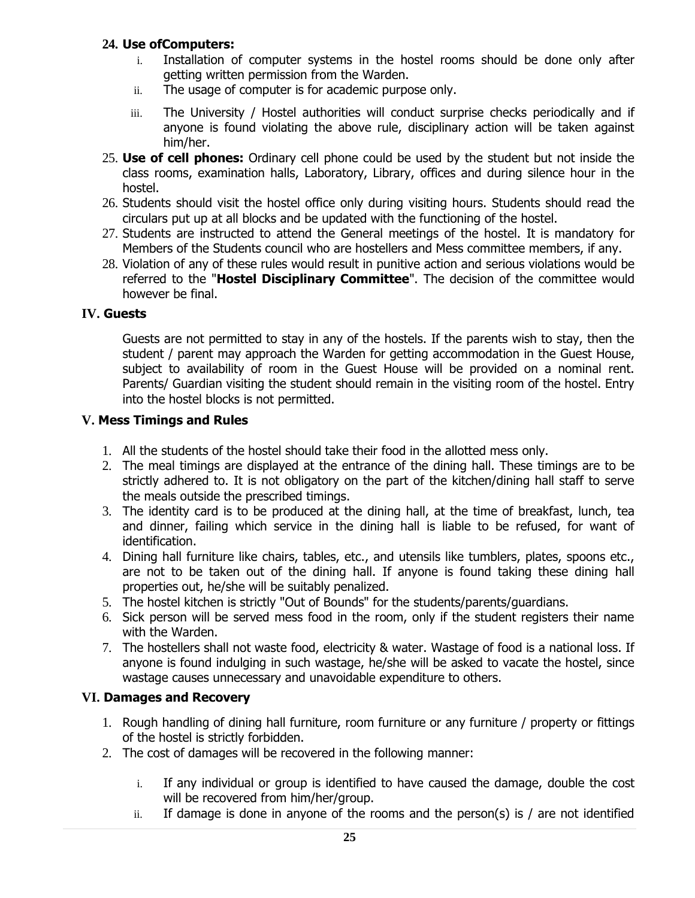24. **Use ofComputers:**
    1. Installation of computer systems in the hostel rooms should be done only after getting written permission from the Warden.
    2. The usage of computer is for academic purpose only.
    3. The University / Hostel authorities will conduct surprise checks periodically and if anyone is found violating the above rule, disciplinary action will be taken against him/her.
25. **Use of cell phones:** Ordinary cell phone could be used by the student but not inside the class rooms, examination halls, Laboratory, Library, offices and during silence hour in the hostel.
26. Students should visit the hostel office only during visiting hours. Students should read the circulars put up at all blocks and be updated with the functioning of the hostel.
27. Students are instructed to attend the General meetings of the hostel. It is mandatory for Members of the Students council who are hostellers and Mess committee members, if any.
28. Violation of any of these rules would result in punitive action and serious violations would be referred to the "**Hostel Disciplinary Committee**". The decision of the committee would however be final.

## IV. Guests

Guests are not permitted to stay in any of the hostels. If the parents wish to stay, then the student / parent may approach the Warden for getting accommodation in the Guest House, subject to availability of room in the Guest House will be provided on a nominal rent. Parents/ Guardian visiting the student should remain in the visiting room of the hostel. Entry into the hostel blocks is not permitted.

## V. Mess Timings and Rules

1. All the students of the hostel should take their food in the allotted mess only.
2. The meal timings are displayed at the entrance of the dining hall. These timings are to be strictly adhered to. It is not obligatory on the part of the kitchen/dining hall staff to serve the meals outside the prescribed timings.
3. The identity card is to be produced at the dining hall, at the time of breakfast, lunch, tea and dinner, failing which service in the dining hall is liable to be refused, for want of identification.
4. Dining hall furniture like chairs, tables, etc., and utensils like tumblers, plates, spoons etc., are not to be taken out of the dining hall. If anyone is found taking these dining hall properties out, he/she will be suitably penalized.
5. The hostel kitchen is strictly "Out of Bounds" for the students/parents/guardians.
6. Sick person will be served mess food in the room, only if the student registers their name with the Warden.
7. The hostellers shall not waste food, electricity & water. Wastage of food is a national loss. If anyone is found indulging in such wastage, he/she will be asked to vacate the hostel, since wastage causes unnecessary and unavoidable expenditure to others.

## VI. Damages and Recovery

1. Rough handling of dining hall furniture, room furniture or any furniture / property or fittings of the hostel is strictly forbidden.
2. The cost of damages will be recovered in the following manner:
    1. If any individual or group is identified to have caused the damage, double the cost will be recovered from him/her/group.
    2. If damage is done in anyone of the rooms and the person(s) is / are not identified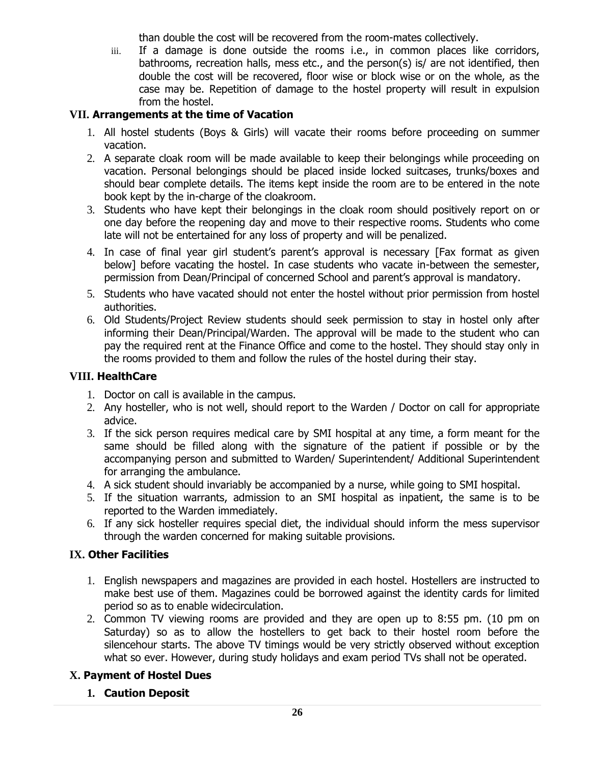than double the cost will be recovered from the room-mates collectively.

iii. If a damage is done outside the rooms i.e., in common places like corridors, bathrooms, recreation halls, mess etc., and the person(s) is/ are not identified, then double the cost will be recovered, floor wise or block wise or on the whole, as the case may be. Repetition of damage to the hostel property will result in expulsion from the hostel.

## VII. Arrangements at the time of Vacation

1. All hostel students (Boys & Girls) will vacate their rooms before proceeding on summer vacation.
2. A separate cloak room will be made available to keep their belongings while proceeding on vacation. Personal belongings should be placed inside locked suitcases, trunks/boxes and should bear complete details. The items kept inside the room are to be entered in the note book kept by the in-charge of the cloakroom.
3. Students who have kept their belongings in the cloak room should positively report on or one day before the reopening day and move to their respective rooms. Students who come late will not be entertained for any loss of property and will be penalized.
4. In case of final year girl student's parent's approval is necessary [Fax format as given below] before vacating the hostel. In case students who vacate in-between the semester, permission from Dean/Principal of concerned School and parent's approval is mandatory.
5. Students who have vacated should not enter the hostel without prior permission from hostel authorities.
6. Old Students/Project Review students should seek permission to stay in hostel only after informing their Dean/Principal/Warden. The approval will be made to the student who can pay the required rent at the Finance Office and come to the hostel. They should stay only in the rooms provided to them and follow the rules of the hostel during their stay.

## VIII. HealthCare

1. Doctor on call is available in the campus.
2. Any hosteller, who is not well, should report to the Warden / Doctor on call for appropriate advice.
3. If the sick person requires medical care by SMI hospital at any time, a form meant for the same should be filled along with the signature of the patient if possible or by the accompanying person and submitted to Warden/ Superintendent/ Additional Superintendent for arranging the ambulance.
4. A sick student should invariably be accompanied by a nurse, while going to SMI hospital.
5. If the situation warrants, admission to an SMI hospital as inpatient, the same is to be reported to the Warden immediately.
6. If any sick hosteller requires special diet, the individual should inform the mess supervisor through the warden concerned for making suitable provisions.

## IX. Other Facilities

1. English newspapers and magazines are provided in each hostel. Hostellers are instructed to make best use of them. Magazines could be borrowed against the identity cards for limited period so as to enable widecirculation.
2. Common TV viewing rooms are provided and they are open up to 8:55 pm. (10 pm on Saturday) so as to allow the hostellers to get back to their hostel room before the silencehour starts. The above TV timings would be very strictly observed without exception what so ever. However, during study holidays and exam period TVs shall not be operated.

## X. Payment of Hostel Dues

### 1. Caution Deposit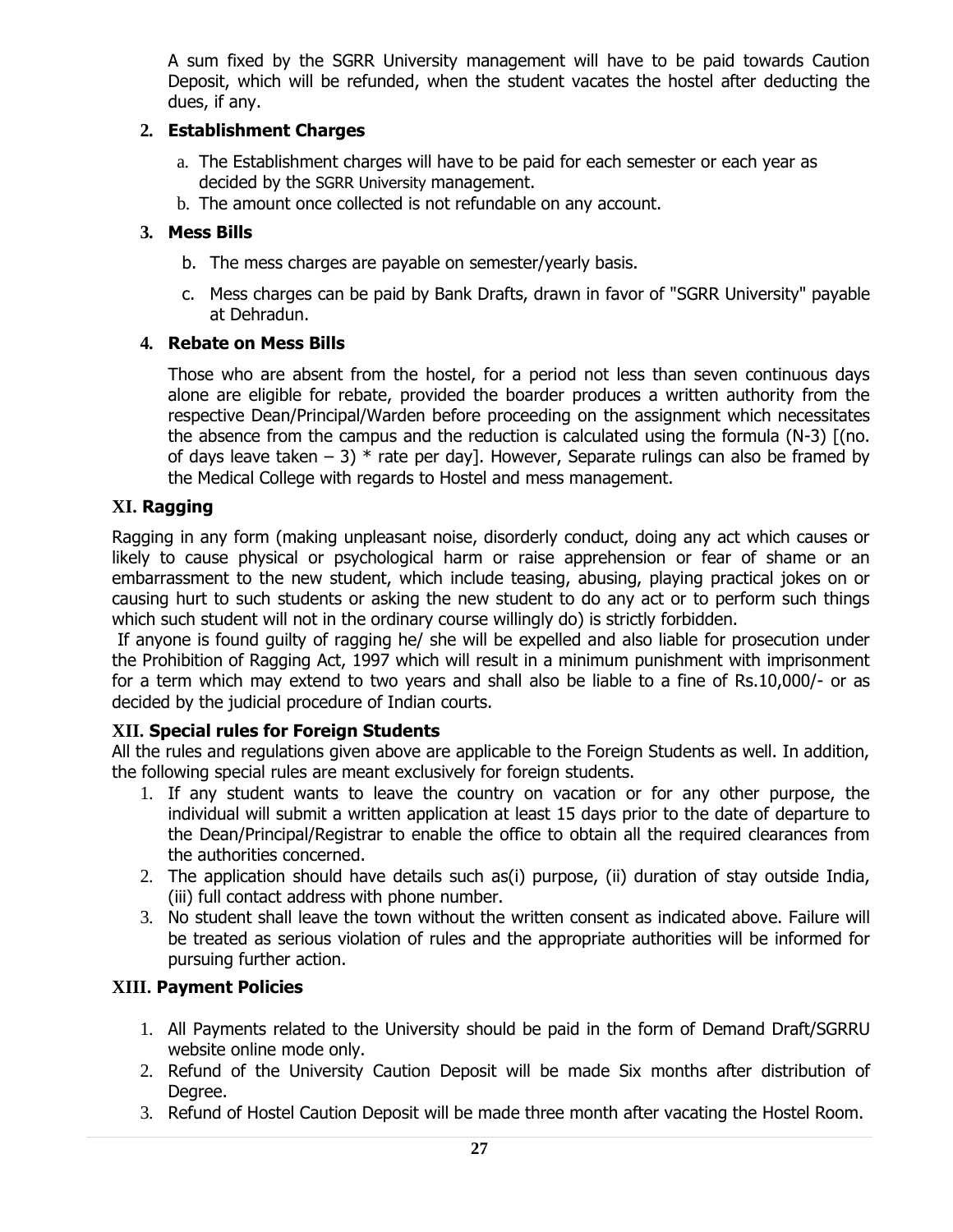A sum fixed by the SGRR University management will have to be paid towards Caution Deposit, which will be refunded, when the student vacates the hostel after deducting the dues, if any.

**2. Establishment Charges**

a. The Establishment charges will have to be paid for each semester or each year as decided by the SGRR University management.
b. The amount once collected is not refundable on any account.

**3. Mess Bills**

b. The mess charges are payable on semester/yearly basis.

c. Mess charges can be paid by Bank Drafts, drawn in favor of "SGRR University" payable at Dehradun.

**4. Rebate on Mess Bills**

Those who are absent from the hostel, for a period not less than seven continuous days alone are eligible for rebate, provided the boarder produces a written authority from the respective Dean/Principal/Warden before proceeding on the assignment which necessitates the absence from the campus and the reduction is calculated using the formula (N-3) [(no. of days leave taken – 3) * rate per day]. However, Separate rulings can also be framed by the Medical College with regards to Hostel and mess management.

## XI. Ragging

Ragging in any form (making unpleasant noise, disorderly conduct, doing any act which causes or likely to cause physical or psychological harm or raise apprehension or fear of shame or an embarrassment to the new student, which include teasing, abusing, playing practical jokes on or causing hurt to such students or asking the new student to do any act or to perform such things which such student will not in the ordinary course willingly do) is strictly forbidden.

If anyone is found guilty of ragging he/ she will be expelled and also liable for prosecution under the Prohibition of Ragging Act, 1997 which will result in a minimum punishment with imprisonment for a term which may extend to two years and shall also be liable to a fine of Rs.10,000/- or as decided by the judicial procedure of Indian courts.

## XII. Special rules for Foreign Students

All the rules and regulations given above are applicable to the Foreign Students as well. In addition, the following special rules are meant exclusively for foreign students.

1. If any student wants to leave the country on vacation or for any other purpose, the individual will submit a written application at least 15 days prior to the date of departure to the Dean/Principal/Registrar to enable the office to obtain all the required clearances from the authorities concerned.
2. The application should have details such as(i) purpose, (ii) duration of stay outside India, (iii) full contact address with phone number.
3. No student shall leave the town without the written consent as indicated above. Failure will be treated as serious violation of rules and the appropriate authorities will be informed for pursuing further action.

## XIII. Payment Policies

1. All Payments related to the University should be paid in the form of Demand Draft/SGRRU website online mode only.
2. Refund of the University Caution Deposit will be made Six months after distribution of Degree.
3. Refund of Hostel Caution Deposit will be made three month after vacating the Hostel Room.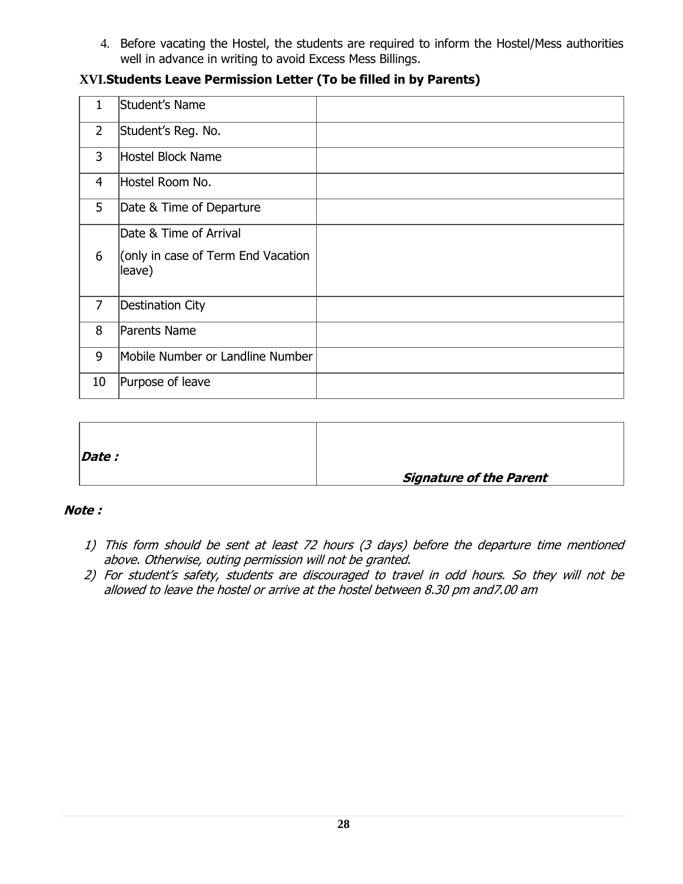4. Before vacating the Hostel, the students are required to inform the Hostel/Mess authorities well in advance in writing to avoid Excess Mess Billings.

## XVI. Students Leave Permission Letter (To be filled in by Parents)

| | | |
|---|---|---|
| 1 | Student's Name | |
| 2 | Student's Reg. No. | |
| 3 | Hostel Block Name | |
| 4 | Hostel Room No. | |
| 5 | Date & Time of Departure | |
| 6 | Date & Time of Arrival<br>(only in case of Term End Vacation leave) | |
| 7 | Destination City | |
| 8 | Parents Name | |
| 9 | Mobile Number or Landline Number | |
| 10 | Purpose of leave | |

| | |
|---|---|
| ***Date :*** | ***Signature of the Parent*** |

***Note :***

1) *This form should be sent at least 72 hours (3 days) before the departure time mentioned above. Otherwise, outing permission will not be granted.*
2) *For student's safety, students are discouraged to travel in odd hours. So they will not be allowed to leave the hostel or arrive at the hostel between 8.30 pm and7.00 am*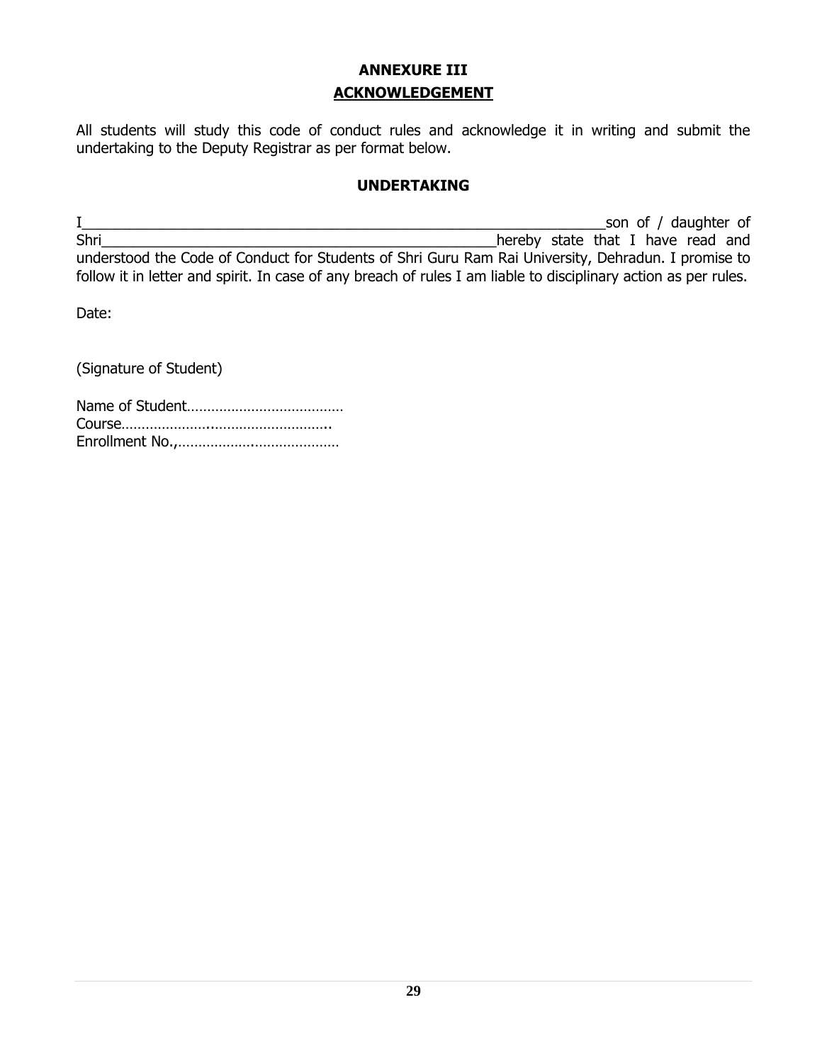## ANNEXURE III

## ACKNOWLEDGEMENT

All students will study this code of conduct rules and acknowledge it in writing and submit the undertaking to the Deputy Registrar as per format below.

### UNDERTAKING

I_________________________________________________________________son of / daughter of Shri__________________________________________________hereby state that I have read and understood the Code of Conduct for Students of Shri Guru Ram Rai University, Dehradun. I promise to follow it in letter and spirit. In case of any breach of rules I am liable to disciplinary action as per rules.

Date:

(Signature of Student)

Name of Student…………………………………
Course……………….………………………..
Enrollment No.,……………….………………